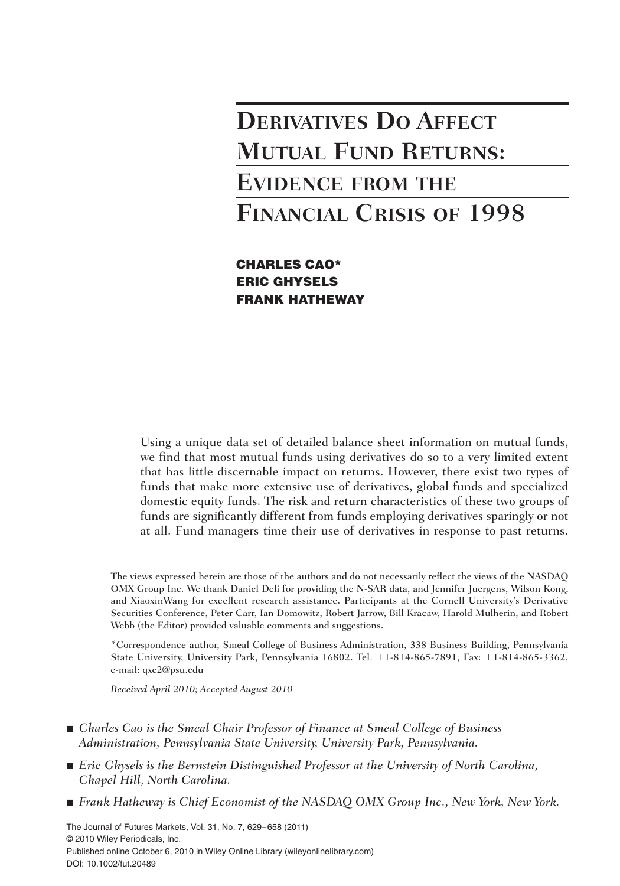# Derivatives Do Affect Mutual Fund Returns: Evidence from the Financial Crisis of 1998

**CHARLES CAO***
**ERIC GHYSELS**
**FRANK HATHEWAY**

Using a unique data set of detailed balance sheet information on mutual funds, we find that most mutual funds using derivatives do so to a very limited extent that has little discernable impact on returns. However, there exist two types of funds that make more extensive use of derivatives, global funds and specialized domestic equity funds. The risk and return characteristics of these two groups of funds are significantly different from funds employing derivatives sparingly or not at all. Fund managers time their use of derivatives in response to past returns.

The views expressed herein are those of the authors and do not necessarily reflect the views of the NASDAQ OMX Group Inc. We thank Daniel Deli for providing the N-SAR data, and Jennifer Juergens, Wilson Kong, and XiaoxinWang for excellent research assistance. Participants at the Cornell University's Derivative Securities Conference, Peter Carr, Ian Domowitz, Robert Jarrow, Bill Kracaw, Harold Mulherin, and Robert Webb (the Editor) provided valuable comments and suggestions.

*Correspondence author, Smeal College of Business Administration, 338 Business Building, Pennsylvania State University, University Park, Pennsylvania 16802. Tel: +1-814-865-7891, Fax: +1-814-865-3362, e-mail: qxc2@psu.edu

*Received April 2010; Accepted August 2010*

- *Charles Cao is the Smeal Chair Professor of Finance at Smeal College of Business Administration, Pennsylvania State University, University Park, Pennsylvania.*
- *Eric Ghysels is the Bernstein Distinguished Professor at the University of North Carolina, Chapel Hill, North Carolina.*
- *Frank Hatheway is Chief Economist of the NASDAQ OMX Group Inc., New York, New York.*

The Journal of Futures Markets, Vol. 31, No. 7, 629–658 (2011)
© 2010 Wiley Periodicals, Inc.
Published online October 6, 2010 in Wiley Online Library (wileyonlinelibrary.com)
DOI: 10.1002/fut.20489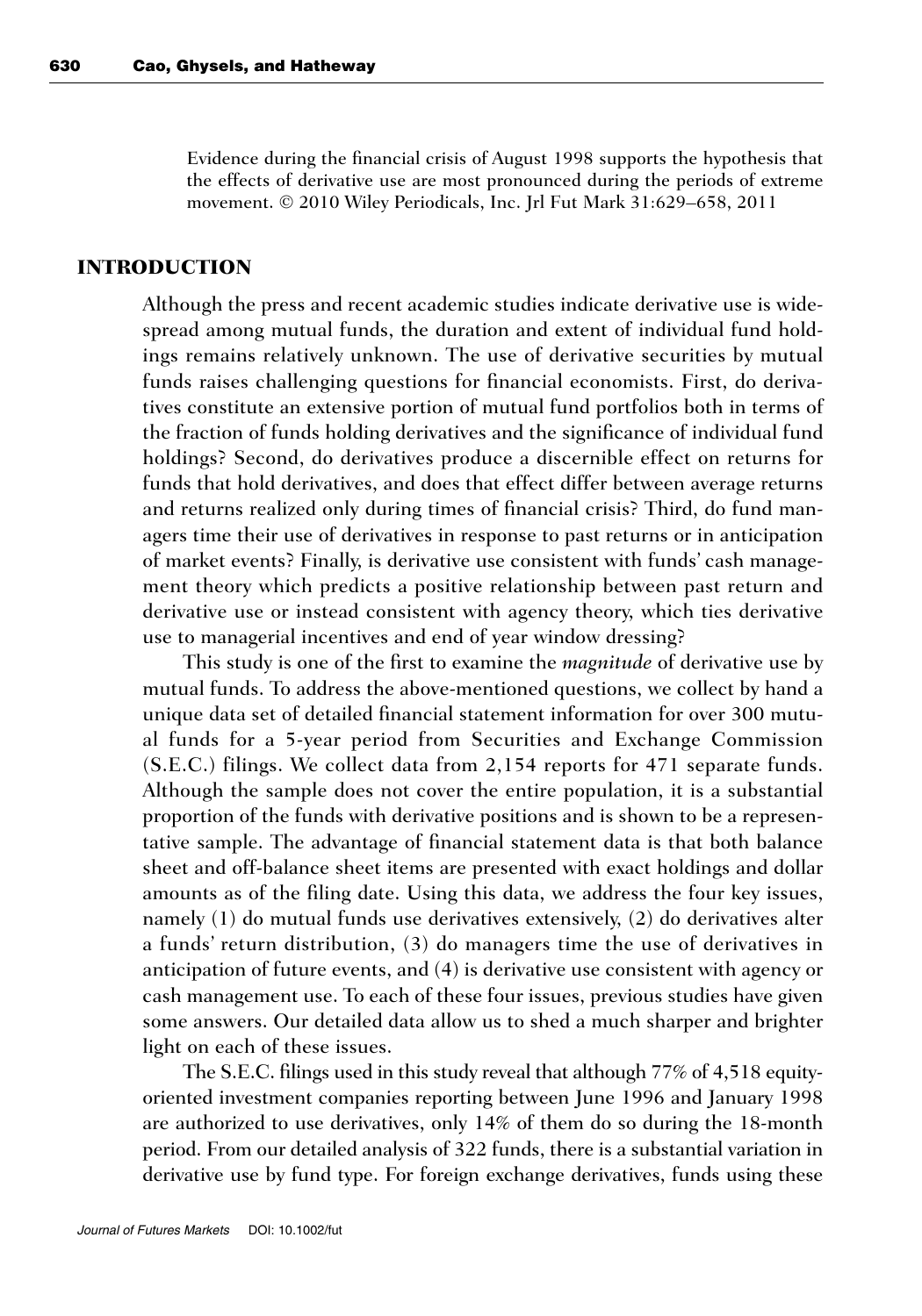Evidence during the financial crisis of August 1998 supports the hypothesis that the effects of derivative use are most pronounced during the periods of extreme movement. © 2010 Wiley Periodicals, Inc. Jrl Fut Mark 31:629–658, 2011

## INTRODUCTION

Although the press and recent academic studies indicate derivative use is widespread among mutual funds, the duration and extent of individual fund holdings remains relatively unknown. The use of derivative securities by mutual funds raises challenging questions for financial economists. First, do derivatives constitute an extensive portion of mutual fund portfolios both in terms of the fraction of funds holding derivatives and the significance of individual fund holdings? Second, do derivatives produce a discernible effect on returns for funds that hold derivatives, and does that effect differ between average returns and returns realized only during times of financial crisis? Third, do fund managers time their use of derivatives in response to past returns or in anticipation of market events? Finally, is derivative use consistent with funds' cash management theory which predicts a positive relationship between past return and derivative use or instead consistent with agency theory, which ties derivative use to managerial incentives and end of year window dressing?

This study is one of the first to examine the *magnitude* of derivative use by mutual funds. To address the above-mentioned questions, we collect by hand a unique data set of detailed financial statement information for over 300 mutual funds for a 5-year period from Securities and Exchange Commission (S.E.C.) filings. We collect data from 2,154 reports for 471 separate funds. Although the sample does not cover the entire population, it is a substantial proportion of the funds with derivative positions and is shown to be a representative sample. The advantage of financial statement data is that both balance sheet and off-balance sheet items are presented with exact holdings and dollar amounts as of the filing date. Using this data, we address the four key issues, namely (1) do mutual funds use derivatives extensively, (2) do derivatives alter a funds' return distribution, (3) do managers time the use of derivatives in anticipation of future events, and (4) is derivative use consistent with agency or cash management use. To each of these four issues, previous studies have given some answers. Our detailed data allow us to shed a much sharper and brighter light on each of these issues.

The S.E.C. filings used in this study reveal that although 77% of 4,518 equity-oriented investment companies reporting between June 1996 and January 1998 are authorized to use derivatives, only 14% of them do so during the 18-month period. From our detailed analysis of 322 funds, there is a substantial variation in derivative use by fund type. For foreign exchange derivatives, funds using these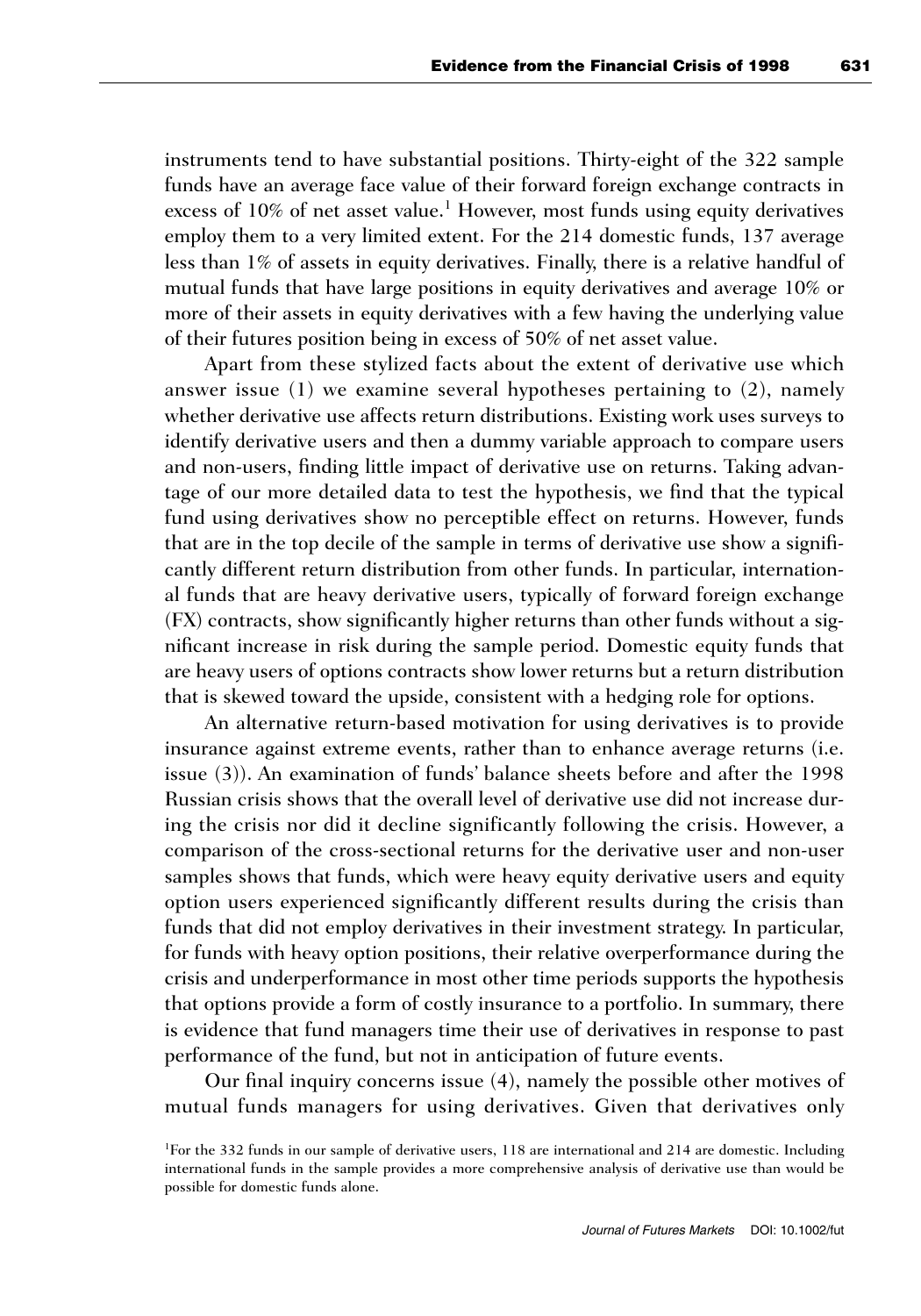instruments tend to have substantial positions. Thirty-eight of the 322 sample funds have an average face value of their forward foreign exchange contracts in excess of 10% of net asset value.[1] However, most funds using equity derivatives employ them to a very limited extent. For the 214 domestic funds, 137 average less than 1% of assets in equity derivatives. Finally, there is a relative handful of mutual funds that have large positions in equity derivatives and average 10% or more of their assets in equity derivatives with a few having the underlying value of their futures position being in excess of 50% of net asset value.

Apart from these stylized facts about the extent of derivative use which answer issue (1) we examine several hypotheses pertaining to (2), namely whether derivative use affects return distributions. Existing work uses surveys to identify derivative users and then a dummy variable approach to compare users and non-users, finding little impact of derivative use on returns. Taking advantage of our more detailed data to test the hypothesis, we find that the typical fund using derivatives show no perceptible effect on returns. However, funds that are in the top decile of the sample in terms of derivative use show a significantly different return distribution from other funds. In particular, international funds that are heavy derivative users, typically of forward foreign exchange (FX) contracts, show significantly higher returns than other funds without a significant increase in risk during the sample period. Domestic equity funds that are heavy users of options contracts show lower returns but a return distribution that is skewed toward the upside, consistent with a hedging role for options.

An alternative return-based motivation for using derivatives is to provide insurance against extreme events, rather than to enhance average returns (i.e. issue (3)). An examination of funds' balance sheets before and after the 1998 Russian crisis shows that the overall level of derivative use did not increase during the crisis nor did it decline significantly following the crisis. However, a comparison of the cross-sectional returns for the derivative user and non-user samples shows that funds, which were heavy equity derivative users and equity option users experienced significantly different results during the crisis than funds that did not employ derivatives in their investment strategy. In particular, for funds with heavy option positions, their relative overperformance during the crisis and underperformance in most other time periods supports the hypothesis that options provide a form of costly insurance to a portfolio. In summary, there is evidence that fund managers time their use of derivatives in response to past performance of the fund, but not in anticipation of future events.

Our final inquiry concerns issue (4), namely the possible other motives of mutual funds managers for using derivatives. Given that derivatives only

[1]For the 332 funds in our sample of derivative users, 118 are international and 214 are domestic. Including international funds in the sample provides a more comprehensive analysis of derivative use than would be possible for domestic funds alone.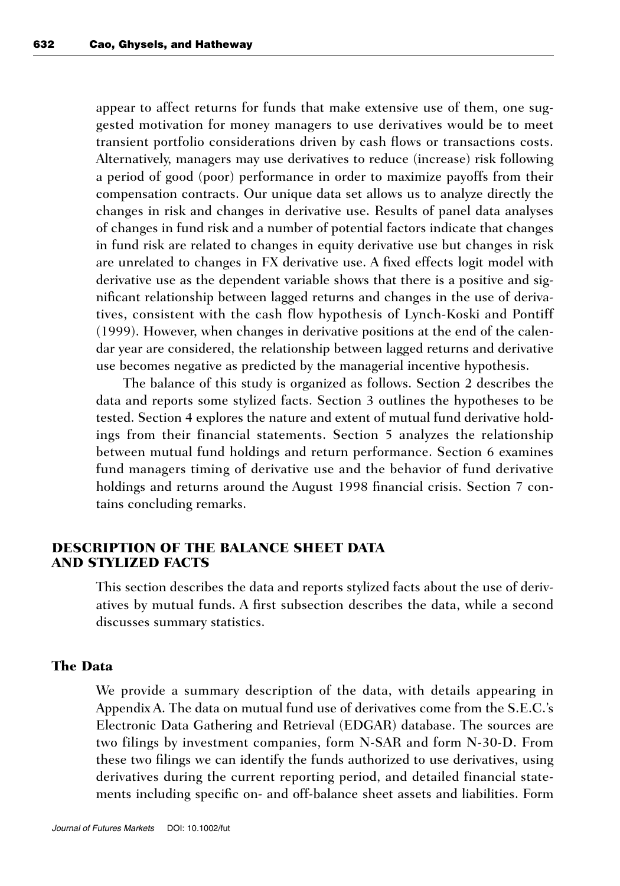appear to affect returns for funds that make extensive use of them, one suggested motivation for money managers to use derivatives would be to meet transient portfolio considerations driven by cash flows or transactions costs. Alternatively, managers may use derivatives to reduce (increase) risk following a period of good (poor) performance in order to maximize payoffs from their compensation contracts. Our unique data set allows us to analyze directly the changes in risk and changes in derivative use. Results of panel data analyses of changes in fund risk and a number of potential factors indicate that changes in fund risk are related to changes in equity derivative use but changes in risk are unrelated to changes in FX derivative use. A fixed effects logit model with derivative use as the dependent variable shows that there is a positive and significant relationship between lagged returns and changes in the use of derivatives, consistent with the cash flow hypothesis of Lynch-Koski and Pontiff (1999). However, when changes in derivative positions at the end of the calendar year are considered, the relationship between lagged returns and derivative use becomes negative as predicted by the managerial incentive hypothesis.

The balance of this study is organized as follows. Section 2 describes the data and reports some stylized facts. Section 3 outlines the hypotheses to be tested. Section 4 explores the nature and extent of mutual fund derivative holdings from their financial statements. Section 5 analyzes the relationship between mutual fund holdings and return performance. Section 6 examines fund managers timing of derivative use and the behavior of fund derivative holdings and returns around the August 1998 financial crisis. Section 7 contains concluding remarks.

## DESCRIPTION OF THE BALANCE SHEET DATA AND STYLIZED FACTS

This section describes the data and reports stylized facts about the use of derivatives by mutual funds. A first subsection describes the data, while a second discusses summary statistics.

### The Data

We provide a summary description of the data, with details appearing in Appendix A. The data on mutual fund use of derivatives come from the S.E.C.'s Electronic Data Gathering and Retrieval (EDGAR) database. The sources are two filings by investment companies, form N-SAR and form N-30-D. From these two filings we can identify the funds authorized to use derivatives, using derivatives during the current reporting period, and detailed financial statements including specific on- and off-balance sheet assets and liabilities. Form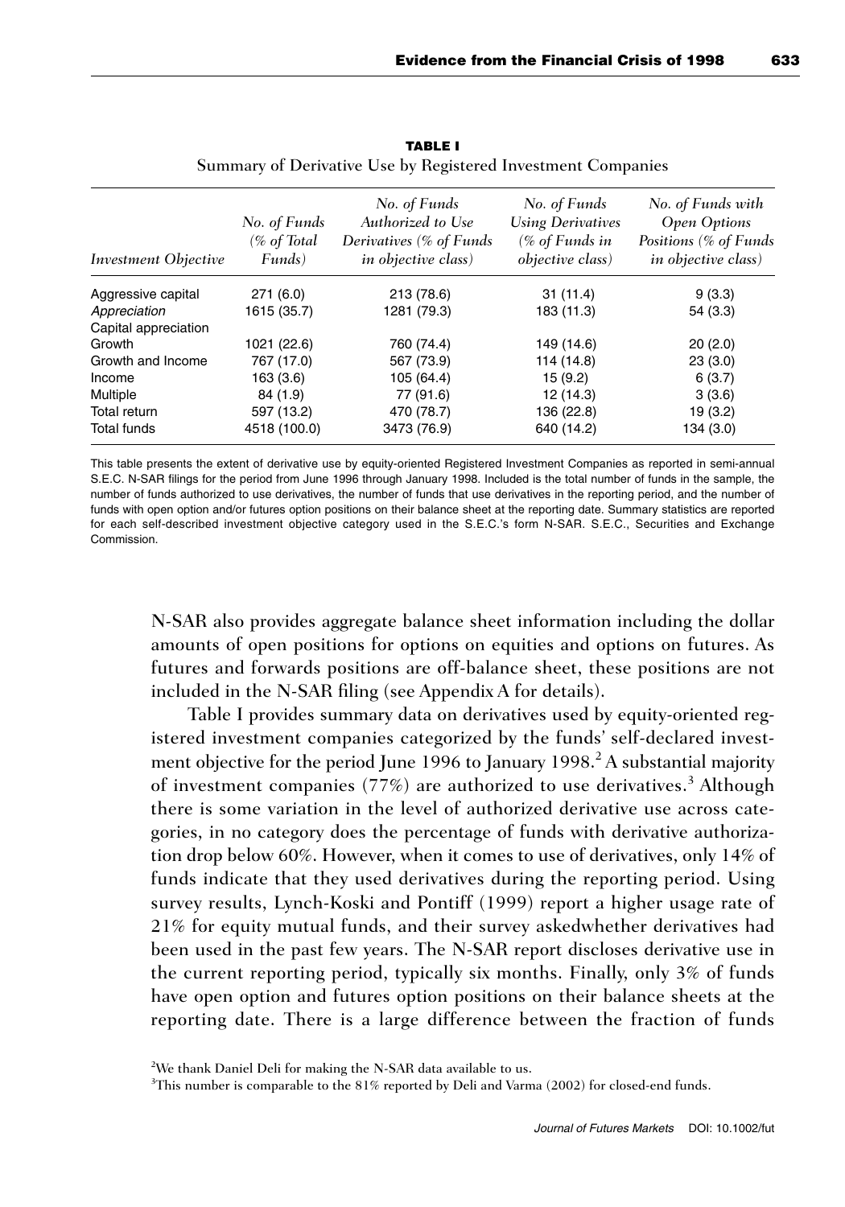**TABLE I**

Summary of Derivative Use by Registered Investment Companies

| *Investment Objective* | *No. of Funds (% of Total Funds)* | *No. of Funds Authorized to Use Derivatives (% of Funds in objective class)* | *No. of Funds Using Derivatives (% of Funds in objective class)* | *No. of Funds with Open Options Positions (% of Funds in objective class)* |
|---|---|---|---|---|
| Aggressive capital | 271 (6.0) | 213 (78.6) | 31 (11.4) | 9 (3.3) |
| *Appreciation* | 1615 (35.7) | 1281 (79.3) | 183 (11.3) | 54 (3.3) |
| Capital appreciation | | | | |
| Growth | 1021 (22.6) | 760 (74.4) | 149 (14.6) | 20 (2.0) |
| Growth and Income | 767 (17.0) | 567 (73.9) | 114 (14.8) | 23 (3.0) |
| Income | 163 (3.6) | 105 (64.4) | 15 (9.2) | 6 (3.7) |
| Multiple | 84 (1.9) | 77 (91.6) | 12 (14.3) | 3 (3.6) |
| Total return | 597 (13.2) | 470 (78.7) | 136 (22.8) | 19 (3.2) |
| Total funds | 4518 (100.0) | 3473 (76.9) | 640 (14.2) | 134 (3.0) |

This table presents the extent of derivative use by equity-oriented Registered Investment Companies as reported in semi-annual S.E.C. N-SAR filings for the period from June 1996 through January 1998. Included is the total number of funds in the sample, the number of funds authorized to use derivatives, the number of funds that use derivatives in the reporting period, and the number of funds with open option and/or futures option positions on their balance sheet at the reporting date. Summary statistics are reported for each self-described investment objective category used in the S.E.C.'s form N-SAR. S.E.C., Securities and Exchange Commission.

N-SAR also provides aggregate balance sheet information including the dollar amounts of open positions for options on equities and options on futures. As futures and forwards positions are off-balance sheet, these positions are not included in the N-SAR filing (see Appendix A for details).

Table I provides summary data on derivatives used by equity-oriented registered investment companies categorized by the funds' self-declared investment objective for the period June 1996 to January 1998.[2] A substantial majority of investment companies (77%) are authorized to use derivatives.[3] Although there is some variation in the level of authorized derivative use across categories, in no category does the percentage of funds with derivative authorization drop below 60%. However, when it comes to use of derivatives, only 14% of funds indicate that they used derivatives during the reporting period. Using survey results, Lynch-Koski and Pontiff (1999) report a higher usage rate of 21% for equity mutual funds, and their survey askedwhether derivatives had been used in the past few years. The N-SAR report discloses derivative use in the current reporting period, typically six months. Finally, only 3% of funds have open option and futures option positions on their balance sheets at the reporting date. There is a large difference between the fraction of funds

[2]We thank Daniel Deli for making the N-SAR data available to us.

[3]This number is comparable to the 81% reported by Deli and Varma (2002) for closed-end funds.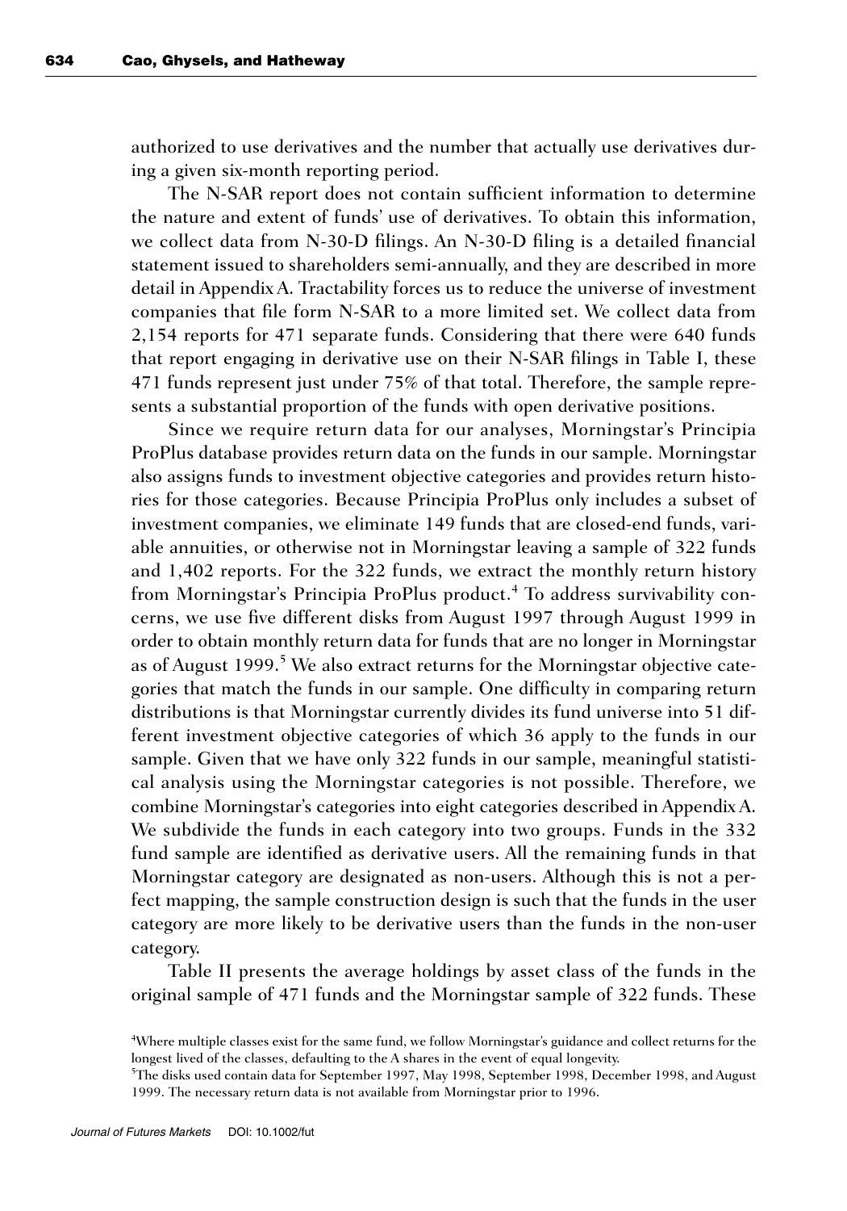authorized to use derivatives and the number that actually use derivatives during a given six-month reporting period.

The N-SAR report does not contain sufficient information to determine the nature and extent of funds' use of derivatives. To obtain this information, we collect data from N-30-D filings. An N-30-D filing is a detailed financial statement issued to shareholders semi-annually, and they are described in more detail in Appendix A. Tractability forces us to reduce the universe of investment companies that file form N-SAR to a more limited set. We collect data from 2,154 reports for 471 separate funds. Considering that there were 640 funds that report engaging in derivative use on their N-SAR filings in Table I, these 471 funds represent just under 75% of that total. Therefore, the sample represents a substantial proportion of the funds with open derivative positions.

Since we require return data for our analyses, Morningstar's Principia ProPlus database provides return data on the funds in our sample. Morningstar also assigns funds to investment objective categories and provides return histories for those categories. Because Principia ProPlus only includes a subset of investment companies, we eliminate 149 funds that are closed-end funds, variable annuities, or otherwise not in Morningstar leaving a sample of 322 funds and 1,402 reports. For the 322 funds, we extract the monthly return history from Morningstar's Principia ProPlus product.[4] To address survivability concerns, we use five different disks from August 1997 through August 1999 in order to obtain monthly return data for funds that are no longer in Morningstar as of August 1999.[5] We also extract returns for the Morningstar objective categories that match the funds in our sample. One difficulty in comparing return distributions is that Morningstar currently divides its fund universe into 51 different investment objective categories of which 36 apply to the funds in our sample. Given that we have only 322 funds in our sample, meaningful statistical analysis using the Morningstar categories is not possible. Therefore, we combine Morningstar's categories into eight categories described in Appendix A. We subdivide the funds in each category into two groups. Funds in the 332 fund sample are identified as derivative users. All the remaining funds in that Morningstar category are designated as non-users. Although this is not a perfect mapping, the sample construction design is such that the funds in the user category are more likely to be derivative users than the funds in the non-user category.

Table II presents the average holdings by asset class of the funds in the original sample of 471 funds and the Morningstar sample of 322 funds. These

[4] Where multiple classes exist for the same fund, we follow Morningstar's guidance and collect returns for the longest lived of the classes, defaulting to the A shares in the event of equal longevity.

[5] The disks used contain data for September 1997, May 1998, September 1998, December 1998, and August 1999. The necessary return data is not available from Morningstar prior to 1996.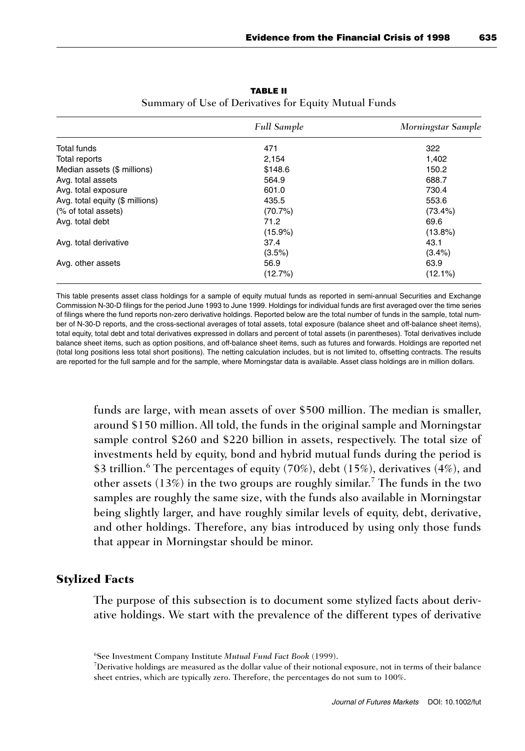**TABLE II**

Summary of Use of Derivatives for Equity Mutual Funds

| | *Full Sample* | *Morningstar Sample* |
|---|---|---|
| Total funds | 471 | 322 |
| Total reports | 2,154 | 1,402 |
| Median assets ($ millions) | $148.6 | 150.2 |
| Avg. total assets | 564.9 | 688.7 |
| Avg. total exposure | 601.0 | 730.4 |
| Avg. total equity ($ millions) | 435.5 | 553.6 |
| (% of total assets) | (70.7%) | (73.4%) |
| Avg. total debt | 71.2 | 69.6 |
| | (15.9%) | (13.8%) |
| Avg. total derivative | 37.4 | 43.1 |
| | (3.5%) | (3.4%) |
| Avg. other assets | 56.9 | 63.9 |
| | (12.7%) | (12.1%) |

This table presents asset class holdings for a sample of equity mutual funds as reported in semi-annual Securities and Exchange Commission N-30-D filings for the period June 1993 to June 1999. Holdings for individual funds are first averaged over the time series of filings where the fund reports non-zero derivative holdings. Reported below are the total number of funds in the sample, total number of N-30-D reports, and the cross-sectional averages of total assets, total exposure (balance sheet and off-balance sheet items), total equity, total debt and total derivatives expressed in dollars and percent of total assets (in parentheses). Total derivatives include balance sheet items, such as option positions, and off-balance sheet items, such as futures and forwards. Holdings are reported net (total long positions less total short positions). The netting calculation includes, but is not limited to, offsetting contracts. The results are reported for the full sample and for the sample, where Morningstar data is available. Asset class holdings are in million dollars.

funds are large, with mean assets of over $500 million. The median is smaller, around $150 million. All told, the funds in the original sample and Morningstar sample control $260 and $220 billion in assets, respectively. The total size of investments held by equity, bond and hybrid mutual funds during the period is $3 trillion.[6] The percentages of equity (70%), debt (15%), derivatives (4%), and other assets (13%) in the two groups are roughly similar.[7] The funds in the two samples are roughly the same size, with the funds also available in Morningstar being slightly larger, and have roughly similar levels of equity, debt, derivative, and other holdings. Therefore, any bias introduced by using only those funds that appear in Morningstar should be minor.

## Stylized Facts

The purpose of this subsection is to document some stylized facts about derivative holdings. We start with the prevalence of the different types of derivative

[6]See Investment Company Institute *Mutual Fund Fact Book* (1999).

[7]Derivative holdings are measured as the dollar value of their notional exposure, not in terms of their balance sheet entries, which are typically zero. Therefore, the percentages do not sum to 100%.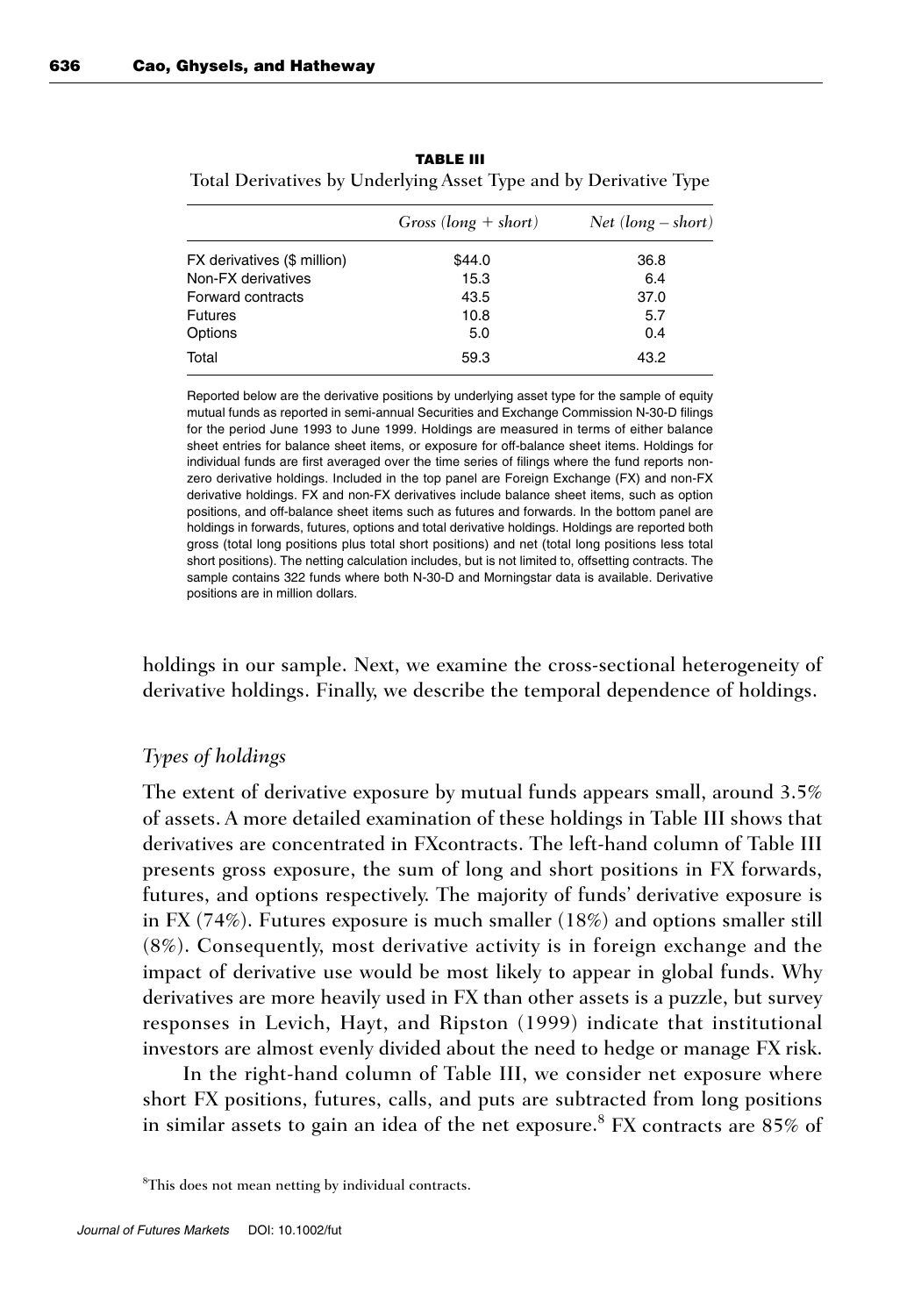**TABLE III**

Total Derivatives by Underlying Asset Type and by Derivative Type

| | *Gross (long + short)* | *Net (long − short)* |
|---|---|---|
| FX derivatives ($ million) | $44.0 | 36.8 |
| Non-FX derivatives | 15.3 | 6.4 |
| Forward contracts | 43.5 | 37.0 |
| Futures | 10.8 | 5.7 |
| Options | 5.0 | 0.4 |
| Total | 59.3 | 43.2 |

Reported below are the derivative positions by underlying asset type for the sample of equity mutual funds as reported in semi-annual Securities and Exchange Commission N-30-D filings for the period June 1993 to June 1999. Holdings are measured in terms of either balance sheet entries for balance sheet items, or exposure for off-balance sheet items. Holdings for individual funds are first averaged over the time series of filings where the fund reports non-zero derivative holdings. Included in the top panel are Foreign Exchange (FX) and non-FX derivative holdings. FX and non-FX derivatives include balance sheet items, such as option positions, and off-balance sheet items such as futures and forwards. In the bottom panel are holdings in forwards, futures, options and total derivative holdings. Holdings are reported both gross (total long positions plus total short positions) and net (total long positions less total short positions). The netting calculation includes, but is not limited to, offsetting contracts. The sample contains 322 funds where both N-30-D and Morningstar data is available. Derivative positions are in million dollars.

holdings in our sample. Next, we examine the cross-sectional heterogeneity of derivative holdings. Finally, we describe the temporal dependence of holdings.

### *Types of holdings*

The extent of derivative exposure by mutual funds appears small, around 3.5% of assets. A more detailed examination of these holdings in Table III shows that derivatives are concentrated in FXcontracts. The left-hand column of Table III presents gross exposure, the sum of long and short positions in FX forwards, futures, and options respectively. The majority of funds' derivative exposure is in FX (74%). Futures exposure is much smaller (18%) and options smaller still (8%). Consequently, most derivative activity is in foreign exchange and the impact of derivative use would be most likely to appear in global funds. Why derivatives are more heavily used in FX than other assets is a puzzle, but survey responses in Levich, Hayt, and Ripston (1999) indicate that institutional investors are almost evenly divided about the need to hedge or manage FX risk.

In the right-hand column of Table III, we consider net exposure where short FX positions, futures, calls, and puts are subtracted from long positions in similar assets to gain an idea of the net exposure.[8] FX contracts are 85% of

[8]This does not mean netting by individual contracts.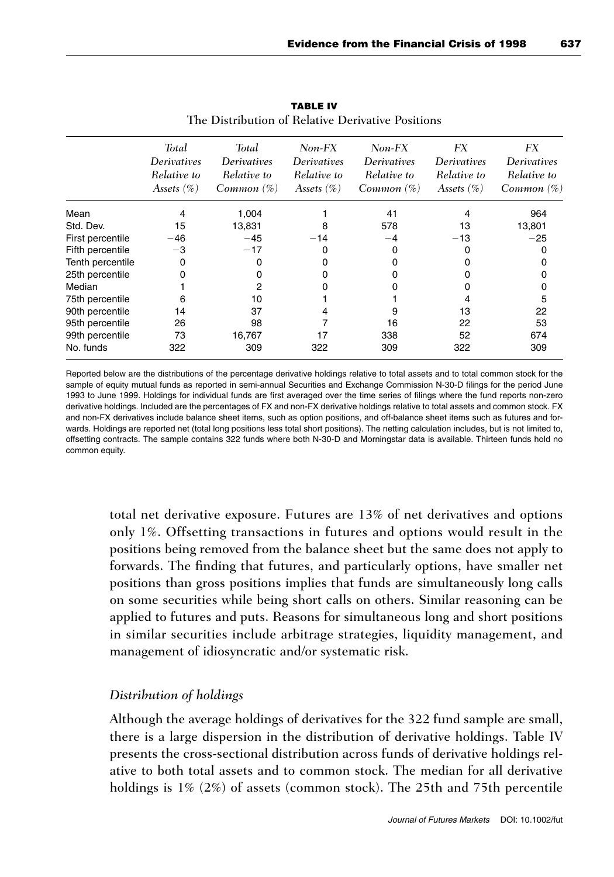**TABLE IV**

The Distribution of Relative Derivative Positions

| | *Total Derivatives Relative to Assets (%)* | *Total Derivatives Relative to Common (%)* | *Non-FX Derivatives Relative to Assets (%)* | *Non-FX Derivatives Relative to Common (%)* | *FX Derivatives Relative to Assets (%)* | *FX Derivatives Relative to Common (%)* |
|---|---|---|---|---|---|---|
| Mean | 4 | 1,004 | 1 | 41 | 4 | 964 |
| Std. Dev. | 15 | 13,831 | 8 | 578 | 13 | 13,801 |
| First percentile | −46 | −45 | −14 | −4 | −13 | −25 |
| Fifth percentile | −3 | −17 | 0 | 0 | 0 | 0 |
| Tenth percentile | 0 | 0 | 0 | 0 | 0 | 0 |
| 25th percentile | 0 | 0 | 0 | 0 | 0 | 0 |
| Median | 1 | 2 | 0 | 0 | 0 | 0 |
| 75th percentile | 6 | 10 | 1 | 1 | 4 | 5 |
| 90th percentile | 14 | 37 | 4 | 9 | 13 | 22 |
| 95th percentile | 26 | 98 | 7 | 16 | 22 | 53 |
| 99th percentile | 73 | 16,767 | 17 | 338 | 52 | 674 |
| No. funds | 322 | 309 | 322 | 309 | 322 | 309 |

Reported below are the distributions of the percentage derivative holdings relative to total assets and to total common stock for the sample of equity mutual funds as reported in semi-annual Securities and Exchange Commission N-30-D filings for the period June 1993 to June 1999. Holdings for individual funds are first averaged over the time series of filings where the fund reports non-zero derivative holdings. Included are the percentages of FX and non-FX derivative holdings relative to total assets and common stock. FX and non-FX derivatives include balance sheet items, such as option positions, and off-balance sheet items such as futures and forwards. Holdings are reported net (total long positions less total short positions). The netting calculation includes, but is not limited to, offsetting contracts. The sample contains 322 funds where both N-30-D and Morningstar data is available. Thirteen funds hold no common equity.

total net derivative exposure. Futures are 13% of net derivatives and options only 1%. Offsetting transactions in futures and options would result in the positions being removed from the balance sheet but the same does not apply to forwards. The finding that futures, and particularly options, have smaller net positions than gross positions implies that funds are simultaneously long calls on some securities while being short calls on others. Similar reasoning can be applied to futures and puts. Reasons for simultaneous long and short positions in similar securities include arbitrage strategies, liquidity management, and management of idiosyncratic and/or systematic risk.

### *Distribution of holdings*

Although the average holdings of derivatives for the 322 fund sample are small, there is a large dispersion in the distribution of derivative holdings. Table IV presents the cross-sectional distribution across funds of derivative holdings relative to both total assets and to common stock. The median for all derivative holdings is 1% (2%) of assets (common stock). The 25th and 75th percentile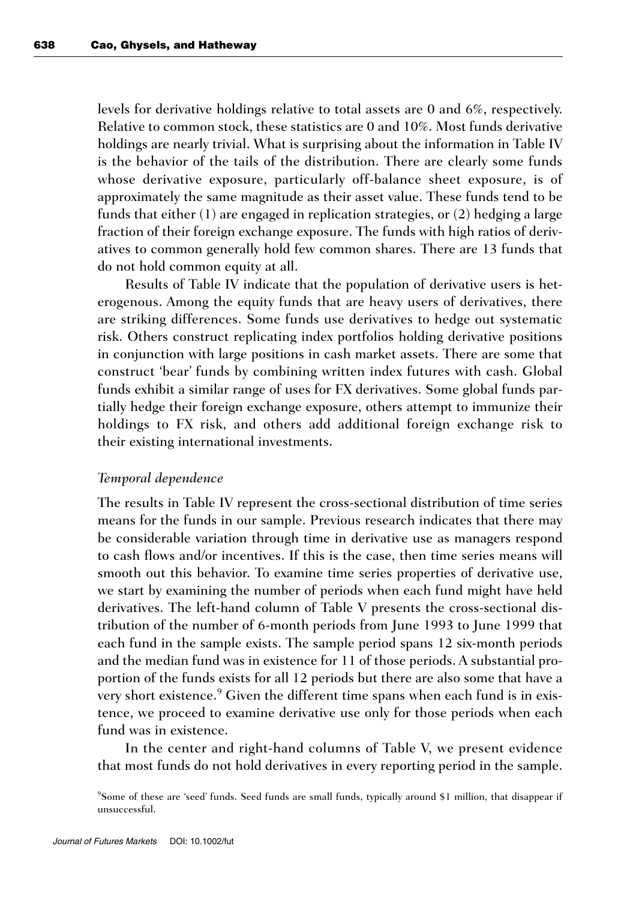levels for derivative holdings relative to total assets are 0 and 6%, respectively. Relative to common stock, these statistics are 0 and 10%. Most funds derivative holdings are nearly trivial. What is surprising about the information in Table IV is the behavior of the tails of the distribution. There are clearly some funds whose derivative exposure, particularly off-balance sheet exposure, is of approximately the same magnitude as their asset value. These funds tend to be funds that either (1) are engaged in replication strategies, or (2) hedging a large fraction of their foreign exchange exposure. The funds with high ratios of derivatives to common generally hold few common shares. There are 13 funds that do not hold common equity at all.

Results of Table IV indicate that the population of derivative users is heterogeneous. Among the equity funds that are heavy users of derivatives, there are striking differences. Some funds use derivatives to hedge out systematic risk. Others construct replicating index portfolios holding derivative positions in conjunction with large positions in cash market assets. There are some that construct 'bear' funds by combining written index futures with cash. Global funds exhibit a similar range of uses for FX derivatives. Some global funds partially hedge their foreign exchange exposure, others attempt to immunize their holdings to FX risk, and others add additional foreign exchange risk to their existing international investments.

### *Temporal dependence*

The results in Table IV represent the cross-sectional distribution of time series means for the funds in our sample. Previous research indicates that there may be considerable variation through time in derivative use as managers respond to cash flows and/or incentives. If this is the case, then time series means will smooth out this behavior. To examine time series properties of derivative use, we start by examining the number of periods when each fund might have held derivatives. The left-hand column of Table V presents the cross-sectional distribution of the number of 6-month periods from June 1993 to June 1999 that each fund in the sample exists. The sample period spans 12 six-month periods and the median fund was in existence for 11 of those periods. A substantial proportion of the funds exists for all 12 periods but there are also some that have a very short existence.[9] Given the different time spans when each fund is in existence, we proceed to examine derivative use only for those periods when each fund was in existence.

In the center and right-hand columns of Table V, we present evidence that most funds do not hold derivatives in every reporting period in the sample.

[9]Some of these are 'seed' funds. Seed funds are small funds, typically around $1 million, that disappear if unsuccessful.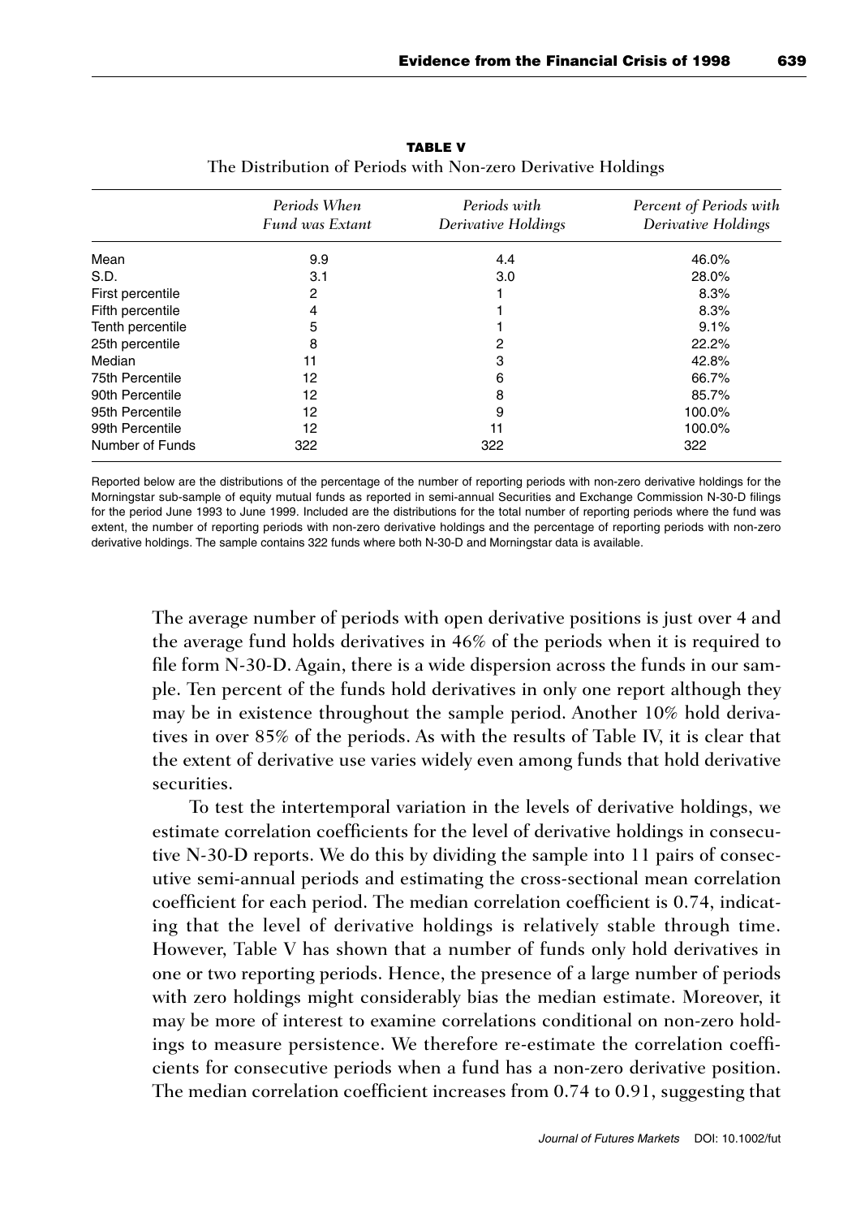**TABLE V**

The Distribution of Periods with Non-zero Derivative Holdings

| | *Periods When Fund was Extant* | *Periods with Derivative Holdings* | *Percent of Periods with Derivative Holdings* |
|---|---|---|---|
| Mean | 9.9 | 4.4 | 46.0% |
| S.D. | 3.1 | 3.0 | 28.0% |
| First percentile | 2 | 1 | 8.3% |
| Fifth percentile | 4 | 1 | 8.3% |
| Tenth percentile | 5 | 1 | 9.1% |
| 25th percentile | 8 | 2 | 22.2% |
| Median | 11 | 3 | 42.8% |
| 75th Percentile | 12 | 6 | 66.7% |
| 90th Percentile | 12 | 8 | 85.7% |
| 95th Percentile | 12 | 9 | 100.0% |
| 99th Percentile | 12 | 11 | 100.0% |
| Number of Funds | 322 | 322 | 322 |

Reported below are the distributions of the percentage of the number of reporting periods with non-zero derivative holdings for the Morningstar sub-sample of equity mutual funds as reported in semi-annual Securities and Exchange Commission N-30-D filings for the period June 1993 to June 1999. Included are the distributions for the total number of reporting periods where the fund was extent, the number of reporting periods with non-zero derivative holdings and the percentage of reporting periods with non-zero derivative holdings. The sample contains 322 funds where both N-30-D and Morningstar data is available.

The average number of periods with open derivative positions is just over 4 and the average fund holds derivatives in 46% of the periods when it is required to file form N-30-D. Again, there is a wide dispersion across the funds in our sample. Ten percent of the funds hold derivatives in only one report although they may be in existence throughout the sample period. Another 10% hold derivatives in over 85% of the periods. As with the results of Table IV, it is clear that the extent of derivative use varies widely even among funds that hold derivative securities.

To test the intertemporal variation in the levels of derivative holdings, we estimate correlation coefficients for the level of derivative holdings in consecutive N-30-D reports. We do this by dividing the sample into 11 pairs of consecutive semi-annual periods and estimating the cross-sectional mean correlation coefficient for each period. The median correlation coefficient is 0.74, indicating that the level of derivative holdings is relatively stable through time. However, Table V has shown that a number of funds only hold derivatives in one or two reporting periods. Hence, the presence of a large number of periods with zero holdings might considerably bias the median estimate. Moreover, it may be more of interest to examine correlations conditional on non-zero holdings to measure persistence. We therefore re-estimate the correlation coefficients for consecutive periods when a fund has a non-zero derivative position. The median correlation coefficient increases from 0.74 to 0.91, suggesting that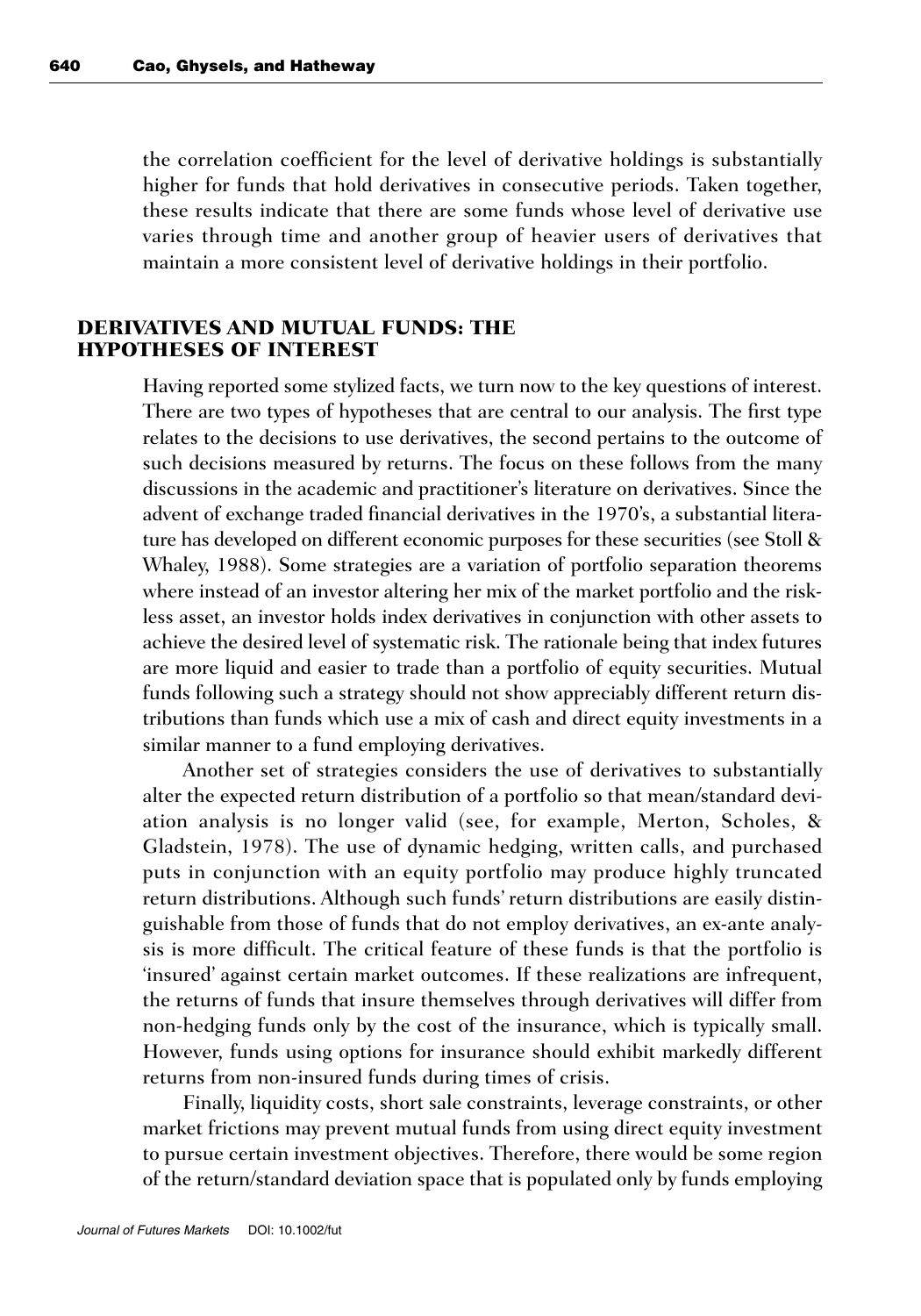the correlation coefficient for the level of derivative holdings is substantially higher for funds that hold derivatives in consecutive periods. Taken together, these results indicate that there are some funds whose level of derivative use varies through time and another group of heavier users of derivatives that maintain a more consistent level of derivative holdings in their portfolio.

## DERIVATIVES AND MUTUAL FUNDS: THE HYPOTHESES OF INTEREST

Having reported some stylized facts, we turn now to the key questions of interest. There are two types of hypotheses that are central to our analysis. The first type relates to the decisions to use derivatives, the second pertains to the outcome of such decisions measured by returns. The focus on these follows from the many discussions in the academic and practitioner's literature on derivatives. Since the advent of exchange traded financial derivatives in the 1970's, a substantial literature has developed on different economic purposes for these securities (see Stoll & Whaley, 1988). Some strategies are a variation of portfolio separation theorems where instead of an investor altering her mix of the market portfolio and the riskless asset, an investor holds index derivatives in conjunction with other assets to achieve the desired level of systematic risk. The rationale being that index futures are more liquid and easier to trade than a portfolio of equity securities. Mutual funds following such a strategy should not show appreciably different return distributions than funds which use a mix of cash and direct equity investments in a similar manner to a fund employing derivatives.

Another set of strategies considers the use of derivatives to substantially alter the expected return distribution of a portfolio so that mean/standard deviation analysis is no longer valid (see, for example, Merton, Scholes, & Gladstein, 1978). The use of dynamic hedging, written calls, and purchased puts in conjunction with an equity portfolio may produce highly truncated return distributions. Although such funds' return distributions are easily distinguishable from those of funds that do not employ derivatives, an ex-ante analysis is more difficult. The critical feature of these funds is that the portfolio is 'insured' against certain market outcomes. If these realizations are infrequent, the returns of funds that insure themselves through derivatives will differ from non-hedging funds only by the cost of the insurance, which is typically small. However, funds using options for insurance should exhibit markedly different returns from non-insured funds during times of crisis.

Finally, liquidity costs, short sale constraints, leverage constraints, or other market frictions may prevent mutual funds from using direct equity investment to pursue certain investment objectives. Therefore, there would be some region of the return/standard deviation space that is populated only by funds employing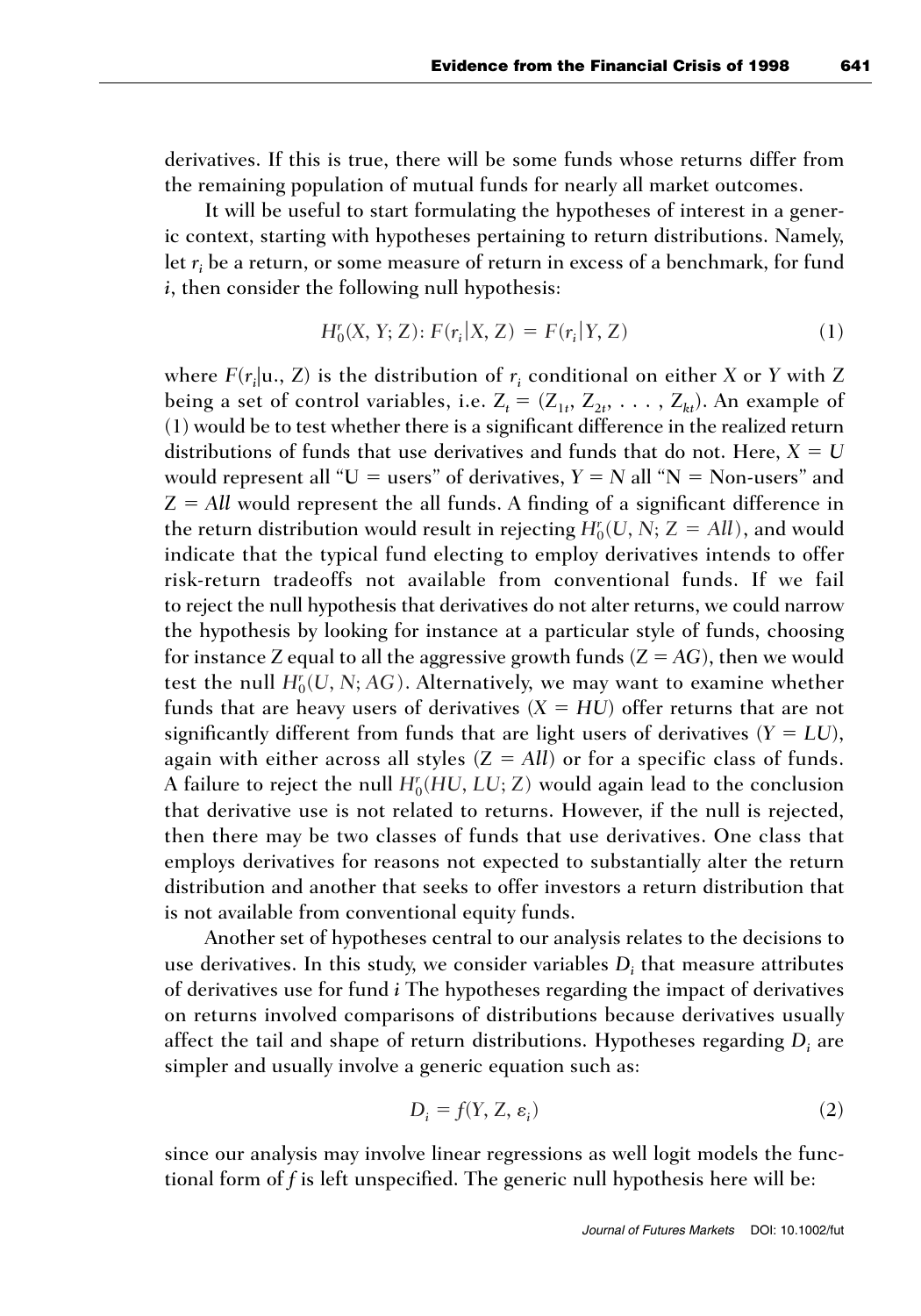derivatives. If this is true, there will be some funds whose returns differ from the remaining population of mutual funds for nearly all market outcomes.

It will be useful to start formulating the hypotheses of interest in a generic context, starting with hypotheses pertaining to return distributions. Namely, let $r_i$ be a return, or some measure of return in excess of a benchmark, for fund $i$, then consider the following null hypothesis:

$$H_0^r(X, Y; Z): F(r_i|X, Z) = F(r_i|Y, Z) \tag{1}$$

where $F(r_i|\text{u.}, Z)$ is the distribution of $r_i$ conditional on either $X$ or $Y$ with $Z$ being a set of control variables, i.e. $Z_t = (Z_{1t}, Z_{2t}, \ldots, Z_{kt})$. An example of (1) would be to test whether there is a significant difference in the realized return distributions of funds that use derivatives and funds that do not. Here, $X = U$ would represent all "U = users" of derivatives, $Y = N$ all "N = Non-users" and $Z = All$ would represent the all funds. A finding of a significant difference in the return distribution would result in rejecting $H_0^r(U, N; Z = All)$, and would indicate that the typical fund electing to employ derivatives intends to offer risk-return tradeoffs not available from conventional funds. If we fail to reject the null hypothesis that derivatives do not alter returns, we could narrow the hypothesis by looking for instance at a particular style of funds, choosing for instance $Z$ equal to all the aggressive growth funds ($Z = AG$), then we would test the null $H_0^r(U, N; AG)$. Alternatively, we may want to examine whether funds that are heavy users of derivatives ($X = HU$) offer returns that are not significantly different from funds that are light users of derivatives ($Y = LU$), again with either across all styles ($Z = All$) or for a specific class of funds. A failure to reject the null $H_0^r(HU, LU; Z)$ would again lead to the conclusion that derivative use is not related to returns. However, if the null is rejected, then there may be two classes of funds that use derivatives. One class that employs derivatives for reasons not expected to substantially alter the return distribution and another that seeks to offer investors a return distribution that is not available from conventional equity funds.

Another set of hypotheses central to our analysis relates to the decisions to use derivatives. In this study, we consider variables $D_i$ that measure attributes of derivatives use for fund $i$ The hypotheses regarding the impact of derivatives on returns involved comparisons of distributions because derivatives usually affect the tail and shape of return distributions. Hypotheses regarding $D_i$ are simpler and usually involve a generic equation such as:

$$D_i = f(Y, Z, \varepsilon_i) \tag{2}$$

since our analysis may involve linear regressions as well logit models the functional form of $f$ is left unspecified. The generic null hypothesis here will be: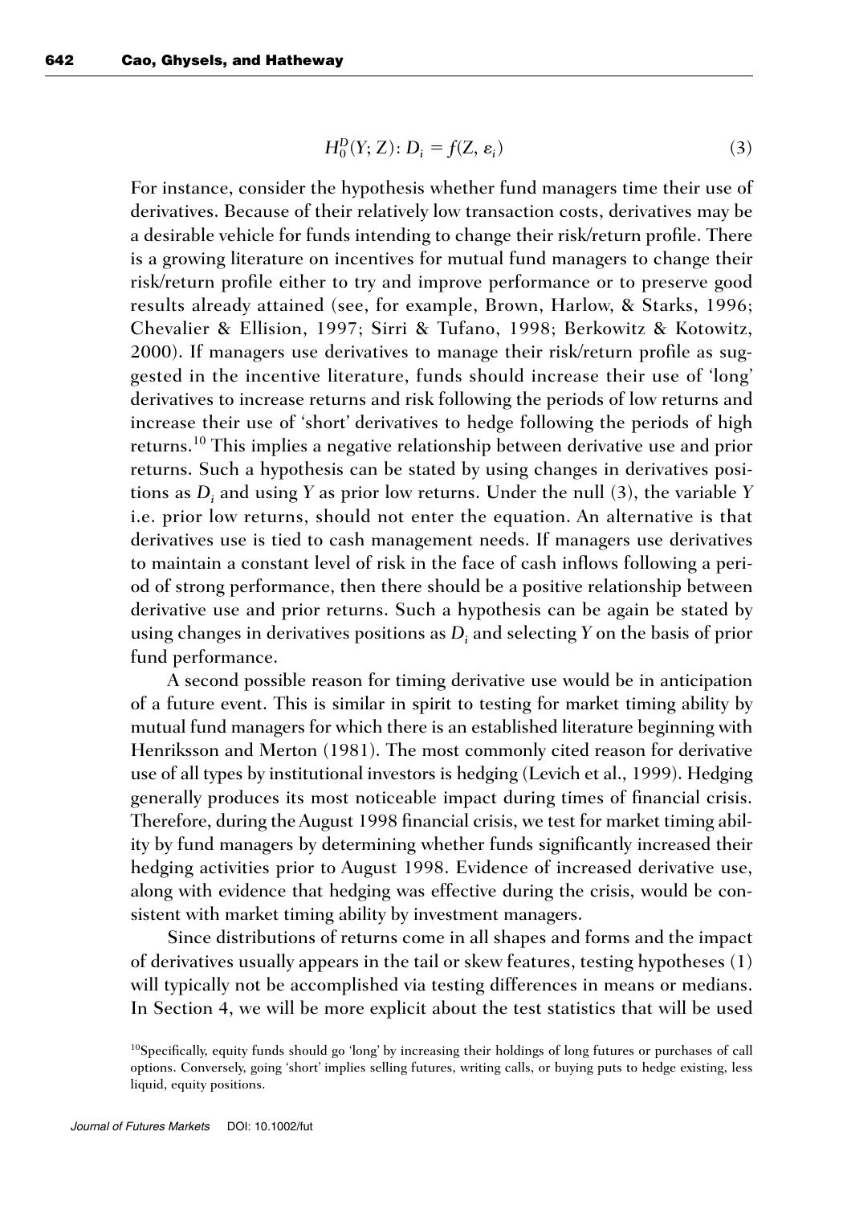$$H_0^D(Y; Z): D_i = f(Z, \varepsilon_i) \tag{3}$$

For instance, consider the hypothesis whether fund managers time their use of derivatives. Because of their relatively low transaction costs, derivatives may be a desirable vehicle for funds intending to change their risk/return profile. There is a growing literature on incentives for mutual fund managers to change their risk/return profile either to try and improve performance or to preserve good results already attained (see, for example, Brown, Harlow, & Starks, 1996; Chevalier & Ellision, 1997; Sirri & Tufano, 1998; Berkowitz & Kotowitz, 2000). If managers use derivatives to manage their risk/return profile as suggested in the incentive literature, funds should increase their use of 'long' derivatives to increase returns and risk following the periods of low returns and increase their use of 'short' derivatives to hedge following the periods of high returns.[10] This implies a negative relationship between derivative use and prior returns. Such a hypothesis can be stated by using changes in derivatives positions as $D_i$ and using $Y$ as prior low returns. Under the null (3), the variable $Y$ i.e. prior low returns, should not enter the equation. An alternative is that derivatives use is tied to cash management needs. If managers use derivatives to maintain a constant level of risk in the face of cash inflows following a period of strong performance, then there should be a positive relationship between derivative use and prior returns. Such a hypothesis can be again be stated by using changes in derivatives positions as $D_i$ and selecting $Y$ on the basis of prior fund performance.

A second possible reason for timing derivative use would be in anticipation of a future event. This is similar in spirit to testing for market timing ability by mutual fund managers for which there is an established literature beginning with Henriksson and Merton (1981). The most commonly cited reason for derivative use of all types by institutional investors is hedging (Levich et al., 1999). Hedging generally produces its most noticeable impact during times of financial crisis. Therefore, during the August 1998 financial crisis, we test for market timing ability by fund managers by determining whether funds significantly increased their hedging activities prior to August 1998. Evidence of increased derivative use, along with evidence that hedging was effective during the crisis, would be consistent with market timing ability by investment managers.

Since distributions of returns come in all shapes and forms and the impact of derivatives usually appears in the tail or skew features, testing hypotheses (1) will typically not be accomplished via testing differences in means or medians. In Section 4, we will be more explicit about the test statistics that will be used

[10]Specifically, equity funds should go 'long' by increasing their holdings of long futures or purchases of call options. Conversely, going 'short' implies selling futures, writing calls, or buying puts to hedge existing, less liquid, equity positions.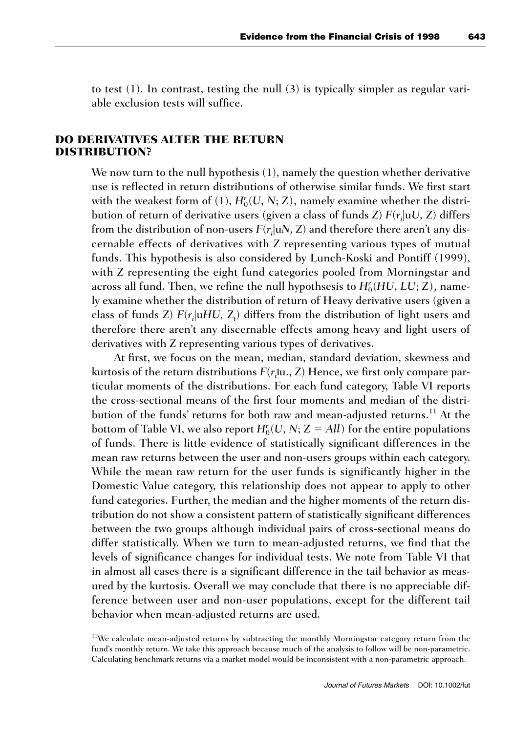to test (1). In contrast, testing the null (3) is typically simpler as regular variable exclusion tests will suffice.

## DO DERIVATIVES ALTER THE RETURN DISTRIBUTION?

We now turn to the null hypothesis (1), namely the question whether derivative use is reflected in return distributions of otherwise similar funds. We first start with the weakest form of (1), $H_0^r(U, N; Z)$, namely examine whether the distribution of return of derivative users (given a class of funds Z) $F(r_i|uU, Z)$ differs from the distribution of non-users $F(r_i|uN, Z)$ and therefore there aren't any discernable effects of derivatives with Z representing various types of mutual funds. This hypothesis is also considered by Lunch-Koski and Pontiff (1999), with Z representing the eight fund categories pooled from Morningstar and across all fund. Then, we refine the null hypothsesis to $H_0^r(HU, LU; Z)$, namely examine whether the distribution of return of Heavy derivative users (given a class of funds Z) $F(r_i|uHU, Z_t)$ differs from the distribution of light users and therefore there aren't any discernable effects among heavy and light users of derivatives with Z representing various types of derivatives.

At first, we focus on the mean, median, standard deviation, skewness and kurtosis of the return distributions $F(r_i|u., Z)$ Hence, we first only compare particular moments of the distributions. For each fund category, Table VI reports the cross-sectional means of the first four moments and median of the distribution of the funds' returns for both raw and mean-adjusted returns.[11] At the bottom of Table VI, we also report $H_0^r(U, N; Z = All)$ for the entire populations of funds. There is little evidence of statistically significant differences in the mean raw returns between the user and non-users groups within each category. While the mean raw return for the user funds is significantly higher in the Domestic Value category, this relationship does not appear to apply to other fund categories. Further, the median and the higher moments of the return distribution do not show a consistent pattern of statistically significant differences between the two groups although individual pairs of cross-sectional means do differ statistically. When we turn to mean-adjusted returns, we find that the levels of significance changes for individual tests. We note from Table VI that in almost all cases there is a significant difference in the tail behavior as measured by the kurtosis. Overall we may conclude that there is no appreciable difference between user and non-user populations, except for the different tail behavior when mean-adjusted returns are used.

[11]We calculate mean-adjusted returns by subtracting the monthly Morningstar category return from the fund's monthly return. We take this approach because much of the analysis to follow will be non-parametric. Calculating benchmark returns via a market model would be inconsistent with a non-parametric approach.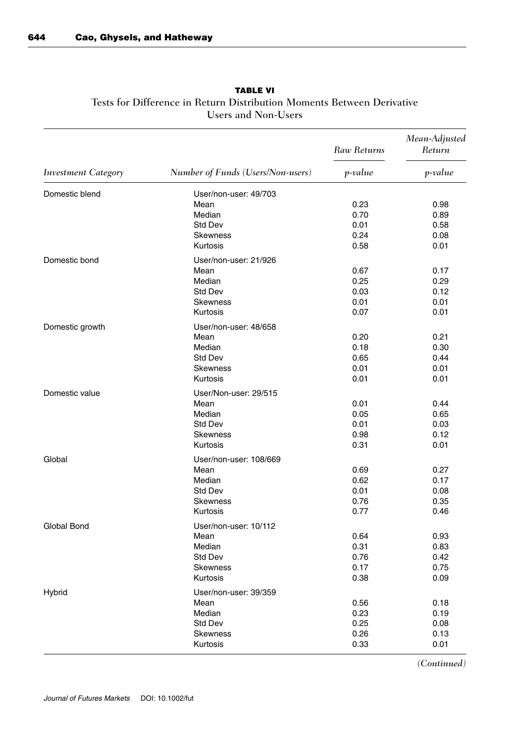**TABLE VI**

Tests for Difference in Return Distribution Moments Between Derivative Users and Non-Users

| *Investment Category* | *Number of Funds (Users/Non-users)* | *Raw Returns* | *Mean-Adjusted Return* |
|---|---|---|---|
| | | *p-value* | *p-value* |
| Domestic blend | User/non-user: 49/703 | | |
| | Mean | 0.23 | 0.98 |
| | Median | 0.70 | 0.89 |
| | Std Dev | 0.01 | 0.58 |
| | Skewness | 0.24 | 0.08 |
| | Kurtosis | 0.58 | 0.01 |
| Domestic bond | User/non-user: 21/926 | | |
| | Mean | 0.67 | 0.17 |
| | Median | 0.25 | 0.29 |
| | Std Dev | 0.03 | 0.12 |
| | Skewness | 0.01 | 0.01 |
| | Kurtosis | 0.07 | 0.01 |
| Domestic growth | User/non-user: 48/658 | | |
| | Mean | 0.20 | 0.21 |
| | Median | 0.18 | 0.30 |
| | Std Dev | 0.65 | 0.44 |
| | Skewness | 0.01 | 0.01 |
| | Kurtosis | 0.01 | 0.01 |
| Domestic value | User/Non-user: 29/515 | | |
| | Mean | 0.01 | 0.44 |
| | Median | 0.05 | 0.65 |
| | Std Dev | 0.01 | 0.03 |
| | Skewness | 0.98 | 0.12 |
| | Kurtosis | 0.31 | 0.01 |
| Global | User/non-user: 108/669 | | |
| | Mean | 0.69 | 0.27 |
| | Median | 0.62 | 0.17 |
| | Std Dev | 0.01 | 0.08 |
| | Skewness | 0.76 | 0.35 |
| | Kurtosis | 0.77 | 0.46 |
| Global Bond | User/non-user: 10/112 | | |
| | Mean | 0.64 | 0.93 |
| | Median | 0.31 | 0.83 |
| | Std Dev | 0.76 | 0.42 |
| | Skewness | 0.17 | 0.75 |
| | Kurtosis | 0.38 | 0.09 |
| Hybrid | User/non-user: 39/359 | | |
| | Mean | 0.56 | 0.18 |
| | Median | 0.23 | 0.19 |
| | Std Dev | 0.25 | 0.08 |
| | Skewness | 0.26 | 0.13 |
| | Kurtosis | 0.33 | 0.01 |

*(Continued)*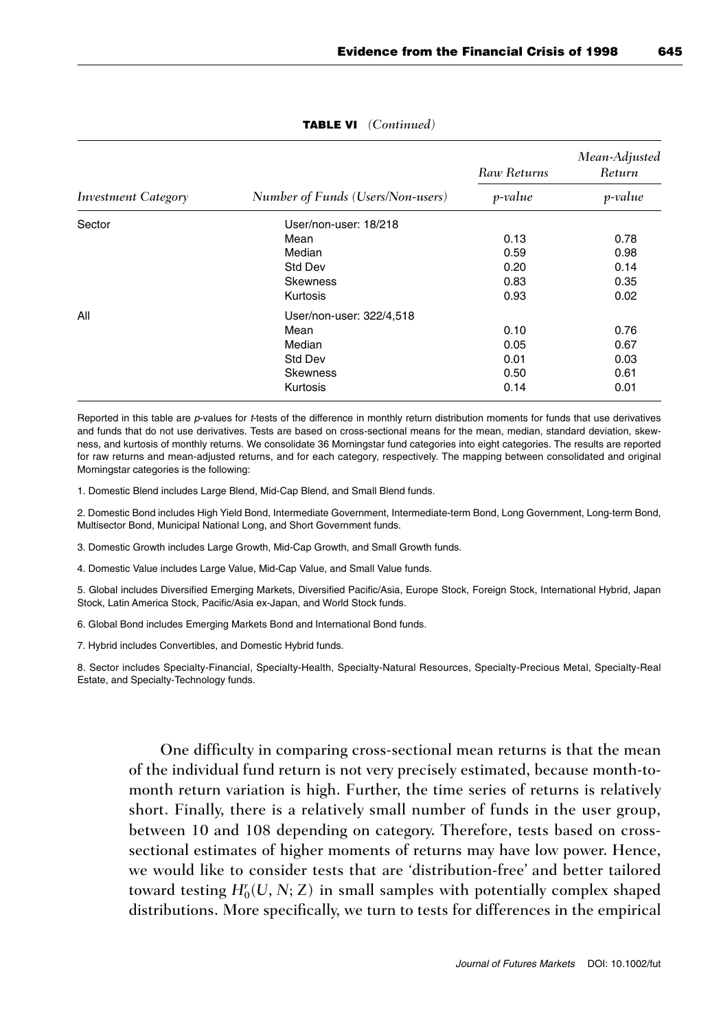**TABLE VI** *(Continued)*

| *Investment Category* | *Number of Funds (Users/Non-users)* | *Raw Returns* *p-value* | *Mean-Adjusted Return* *p-value* |
|---|---|---|---|
| Sector | User/non-user: 18/218 | | |
| | Mean | 0.13 | 0.78 |
| | Median | 0.59 | 0.98 |
| | Std Dev | 0.20 | 0.14 |
| | Skewness | 0.83 | 0.35 |
| | Kurtosis | 0.93 | 0.02 |
| All | User/non-user: 322/4,518 | | |
| | Mean | 0.10 | 0.76 |
| | Median | 0.05 | 0.67 |
| | Std Dev | 0.01 | 0.03 |
| | Skewness | 0.50 | 0.61 |
| | Kurtosis | 0.14 | 0.01 |

Reported in this table are *p*-values for *t*-tests of the difference in monthly return distribution moments for funds that use derivatives and funds that do not use derivatives. Tests are based on cross-sectional means for the mean, median, standard deviation, skewness, and kurtosis of monthly returns. We consolidate 36 Morningstar fund categories into eight categories. The results are reported for raw returns and mean-adjusted returns, and for each category, respectively. The mapping between consolidated and original Morningstar categories is the following:

1. Domestic Blend includes Large Blend, Mid-Cap Blend, and Small Blend funds.

2. Domestic Bond includes High Yield Bond, Intermediate Government, Intermediate-term Bond, Long Government, Long-term Bond, Multisector Bond, Municipal National Long, and Short Government funds.

3. Domestic Growth includes Large Growth, Mid-Cap Growth, and Small Growth funds.

4. Domestic Value includes Large Value, Mid-Cap Value, and Small Value funds.

5. Global includes Diversified Emerging Markets, Diversified Pacific/Asia, Europe Stock, Foreign Stock, International Hybrid, Japan Stock, Latin America Stock, Pacific/Asia ex-Japan, and World Stock funds.

6. Global Bond includes Emerging Markets Bond and International Bond funds.

7. Hybrid includes Convertibles, and Domestic Hybrid funds.

8. Sector includes Specialty-Financial, Specialty-Health, Specialty-Natural Resources, Specialty-Precious Metal, Specialty-Real Estate, and Specialty-Technology funds.

One difficulty in comparing cross-sectional mean returns is that the mean of the individual fund return is not very precisely estimated, because month-to-month return variation is high. Further, the time series of returns is relatively short. Finally, there is a relatively small number of funds in the user group, between 10 and 108 depending on category. Therefore, tests based on cross-sectional estimates of higher moments of returns may have low power. Hence, we would like to consider tests that are 'distribution-free' and better tailored toward testing $H_0^r(U, N; Z)$ in small samples with potentially complex shaped distributions. More specifically, we turn to tests for differences in the empirical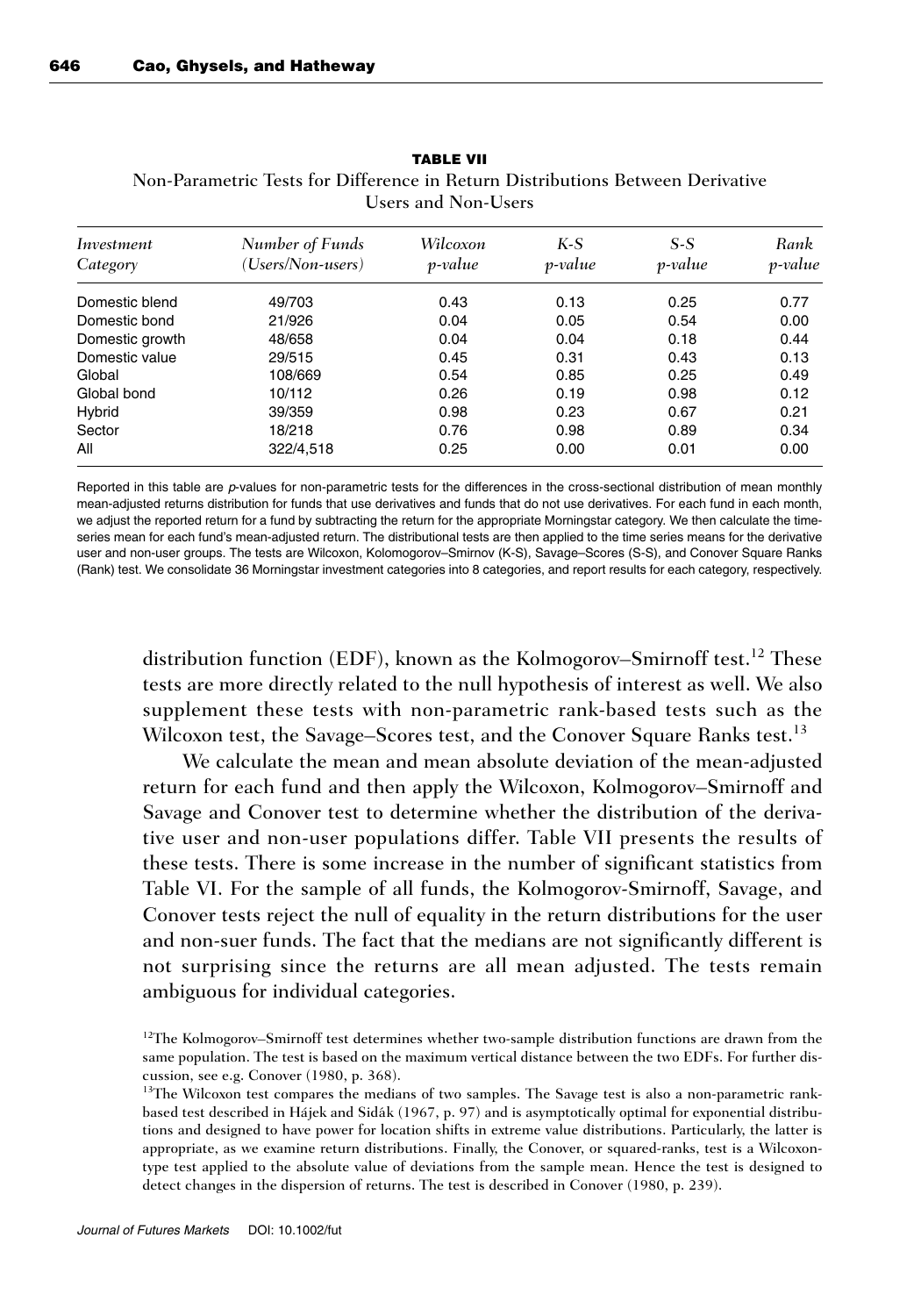**TABLE VII**

Non-Parametric Tests for Difference in Return Distributions Between Derivative Users and Non-Users

| *Investment Category* | *Number of Funds (Users/Non-users)* | *Wilcoxon p-value* | *K-S p-value* | *S-S p-value* | *Rank p-value* |
|---|---|---|---|---|---|
| Domestic blend | 49/703 | 0.43 | 0.13 | 0.25 | 0.77 |
| Domestic bond | 21/926 | 0.04 | 0.05 | 0.54 | 0.00 |
| Domestic growth | 48/658 | 0.04 | 0.04 | 0.18 | 0.44 |
| Domestic value | 29/515 | 0.45 | 0.31 | 0.43 | 0.13 |
| Global | 108/669 | 0.54 | 0.85 | 0.25 | 0.49 |
| Global bond | 10/112 | 0.26 | 0.19 | 0.98 | 0.12 |
| Hybrid | 39/359 | 0.98 | 0.23 | 0.67 | 0.21 |
| Sector | 18/218 | 0.76 | 0.98 | 0.89 | 0.34 |
| All | 322/4,518 | 0.25 | 0.00 | 0.01 | 0.00 |

Reported in this table are *p*-values for non-parametric tests for the differences in the cross-sectional distribution of mean monthly mean-adjusted returns distribution for funds that use derivatives and funds that do not use derivatives. For each fund in each month, we adjust the reported return for a fund by subtracting the return for the appropriate Morningstar category. We then calculate the time-series mean for each fund's mean-adjusted return. The distributional tests are then applied to the time series means for the derivative user and non-user groups. The tests are Wilcoxon, Kolomogorov–Smirnov (K-S), Savage–Scores (S-S), and Conover Square Ranks (Rank) test. We consolidate 36 Morningstar investment categories into 8 categories, and report results for each category, respectively.

distribution function (EDF), known as the Kolmogorov–Smirnoff test.[12] These tests are more directly related to the null hypothesis of interest as well. We also supplement these tests with non-parametric rank-based tests such as the Wilcoxon test, the Savage–Scores test, and the Conover Square Ranks test.[13]

We calculate the mean and mean absolute deviation of the mean-adjusted return for each fund and then apply the Wilcoxon, Kolmogorov–Smirnoff and Savage and Conover test to determine whether the distribution of the derivative user and non-user populations differ. Table VII presents the results of these tests. There is some increase in the number of significant statistics from Table VI. For the sample of all funds, the Kolmogorov-Smirnoff, Savage, and Conover tests reject the null of equality in the return distributions for the user and non-suer funds. The fact that the medians are not significantly different is not surprising since the returns are all mean adjusted. The tests remain ambiguous for individual categories.

[12]The Kolmogorov–Smirnoff test determines whether two-sample distribution functions are drawn from the same population. The test is based on the maximum vertical distance between the two EDFs. For further discussion, see e.g. Conover (1980, p. 368).

[13]The Wilcoxon test compares the medians of two samples. The Savage test is also a non-parametric rank-based test described in Hájek and Sidák (1967, p. 97) and is asymptotically optimal for exponential distributions and designed to have power for location shifts in extreme value distributions. Particularly, the latter is appropriate, as we examine return distributions. Finally, the Conover, or squared-ranks, test is a Wilcoxon-type test applied to the absolute value of deviations from the sample mean. Hence the test is designed to detect changes in the dispersion of returns. The test is described in Conover (1980, p. 239).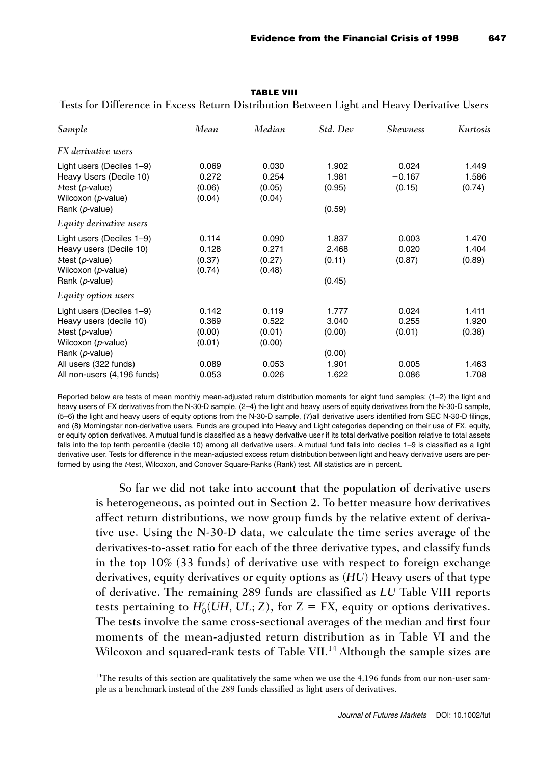**TABLE VIII**

Tests for Difference in Excess Return Distribution Between Light and Heavy Derivative Users

| *Sample* | *Mean* | *Median* | *Std. Dev* | *Skewness* | *Kurtosis* |
|---|---|---|---|---|---|
| *FX derivative users* | | | | | |
| Light users (Deciles 1–9) | 0.069 | 0.030 | 1.902 | 0.024 | 1.449 |
| Heavy Users (Decile 10) | 0.272 | 0.254 | 1.981 | −0.167 | 1.586 |
| *t*-test (*p*-value) | (0.06) | (0.05) | (0.95) | (0.15) | (0.74) |
| Wilcoxon (*p*-value) | (0.04) | (0.04) | | | |
| Rank (*p*-value) | | | (0.59) | | |
| *Equity derivative users* | | | | | |
| Light users (Deciles 1–9) | 0.114 | 0.090 | 1.837 | 0.003 | 1.470 |
| Heavy users (Decile 10) | −0.128 | −0.271 | 2.468 | 0.020 | 1.404 |
| *t*-test (*p*-value) | (0.37) | (0.27) | (0.11) | (0.87) | (0.89) |
| Wilcoxon (*p*-value) | (0.74) | (0.48) | | | |
| Rank (*p*-value) | | | (0.45) | | |
| *Equity option users* | | | | | |
| Light users (Deciles 1–9) | 0.142 | 0.119 | 1.777 | −0.024 | 1.411 |
| Heavy users (decile 10) | −0.369 | −0.522 | 3.040 | 0.255 | 1.920 |
| *t*-test (*p*-value) | (0.00) | (0.01) | (0.00) | (0.01) | (0.38) |
| Wilcoxon (*p*-value) | (0.01) | (0.00) | | | |
| Rank (*p*-value) | | | (0.00) | | |
| All users (322 funds) | 0.089 | 0.053 | 1.901 | 0.005 | 1.463 |
| All non-users (4,196 funds) | 0.053 | 0.026 | 1.622 | 0.086 | 1.708 |

Reported below are tests of mean monthly mean-adjusted return distribution moments for eight fund samples: (1–2) the light and heavy users of FX derivatives from the N-30-D sample, (2–4) the light and heavy users of equity derivatives from the N-30-D sample, (5–6) the light and heavy users of equity options from the N-30-D sample, (7)all derivative users identified from SEC N-30-D filings, and (8) Morningstar non-derivative users. Funds are grouped into Heavy and Light categories depending on their use of FX, equity, or equity option derivatives. A mutual fund is classified as a heavy derivative user if its total derivative position relative to total assets falls into the top tenth percentile (decile 10) among all derivative users. A mutual fund falls into deciles 1–9 is classified as a light derivative user. Tests for difference in the mean-adjusted excess return distribution between light and heavy derivative users are performed by using the *t*-test, Wilcoxon, and Conover Square-Ranks (Rank) test. All statistics are in percent.

So far we did not take into account that the population of derivative users is heterogeneous, as pointed out in Section 2. To better measure how derivatives affect return distributions, we now group funds by the relative extent of derivative use. Using the N-30-D data, we calculate the time series average of the derivatives-to-asset ratio for each of the three derivative types, and classify funds in the top 10% (33 funds) of derivative use with respect to foreign exchange derivatives, equity derivatives or equity options as (*HU*) Heavy users of that type of derivative. The remaining 289 funds are classified as *LU* Table VIII reports tests pertaining to $H_0^r(UH, UL; Z)$, for $Z = \text{FX}$, equity or options derivatives. The tests involve the same cross-sectional averages of the median and first four moments of the mean-adjusted return distribution as in Table VI and the Wilcoxon and squared-rank tests of Table VII.[14] Although the sample sizes are

[14]The results of this section are qualitatively the same when we use the 4,196 funds from our non-user sample as a benchmark instead of the 289 funds classified as light users of derivatives.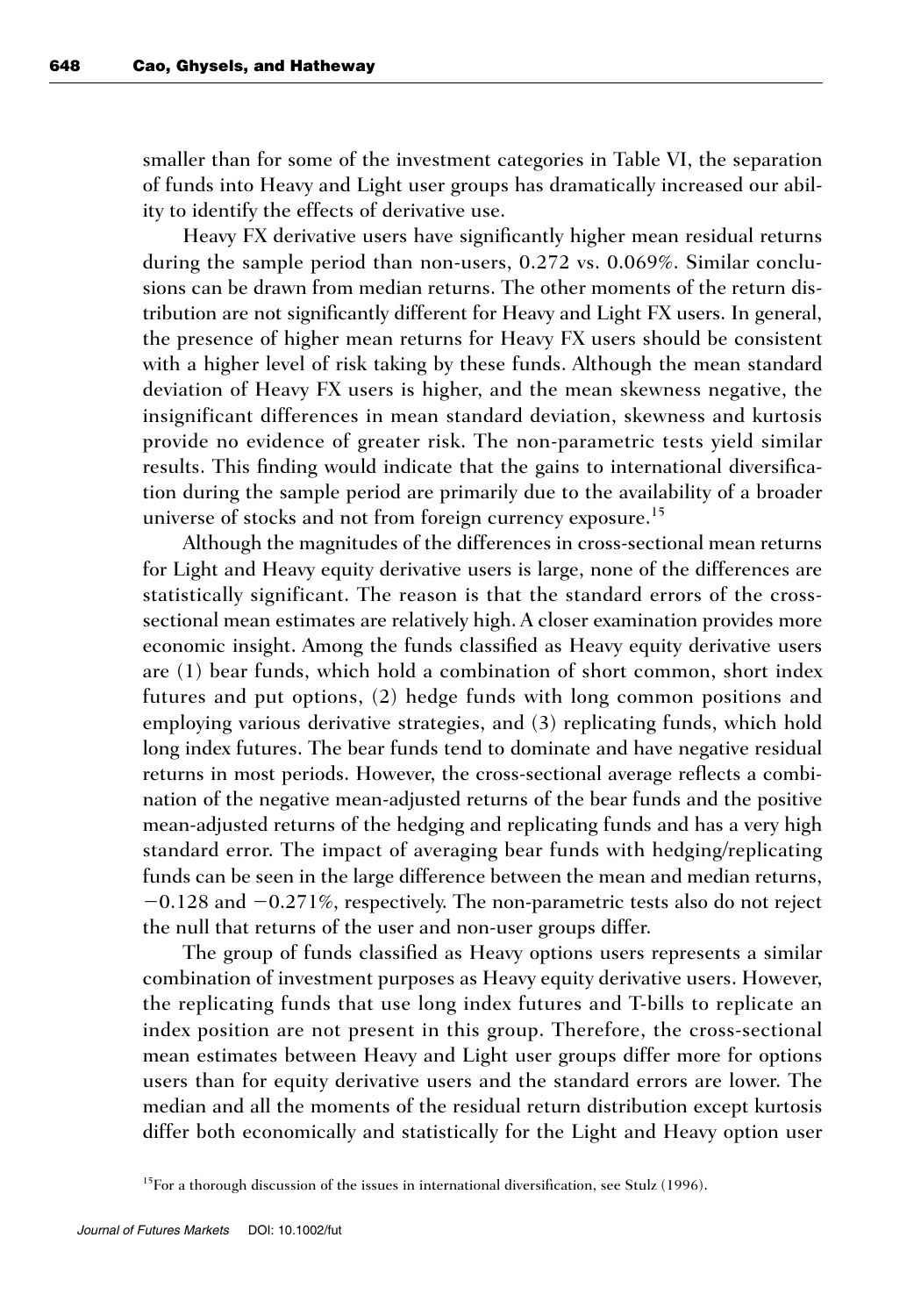smaller than for some of the investment categories in Table VI, the separation of funds into Heavy and Light user groups has dramatically increased our ability to identify the effects of derivative use.

Heavy FX derivative users have significantly higher mean residual returns during the sample period than non-users, 0.272 vs. 0.069%. Similar conclusions can be drawn from median returns. The other moments of the return distribution are not significantly different for Heavy and Light FX users. In general, the presence of higher mean returns for Heavy FX users should be consistent with a higher level of risk taking by these funds. Although the mean standard deviation of Heavy FX users is higher, and the mean skewness negative, the insignificant differences in mean standard deviation, skewness and kurtosis provide no evidence of greater risk. The non-parametric tests yield similar results. This finding would indicate that the gains to international diversification during the sample period are primarily due to the availability of a broader universe of stocks and not from foreign currency exposure.[15]

Although the magnitudes of the differences in cross-sectional mean returns for Light and Heavy equity derivative users is large, none of the differences are statistically significant. The reason is that the standard errors of the cross-sectional mean estimates are relatively high. A closer examination provides more economic insight. Among the funds classified as Heavy equity derivative users are (1) bear funds, which hold a combination of short common, short index futures and put options, (2) hedge funds with long common positions and employing various derivative strategies, and (3) replicating funds, which hold long index futures. The bear funds tend to dominate and have negative residual returns in most periods. However, the cross-sectional average reflects a combination of the negative mean-adjusted returns of the bear funds and the positive mean-adjusted returns of the hedging and replicating funds and has a very high standard error. The impact of averaging bear funds with hedging/replicating funds can be seen in the large difference between the mean and median returns, −0.128 and −0.271%, respectively. The non-parametric tests also do not reject the null that returns of the user and non-user groups differ.

The group of funds classified as Heavy options users represents a similar combination of investment purposes as Heavy equity derivative users. However, the replicating funds that use long index futures and T-bills to replicate an index position are not present in this group. Therefore, the cross-sectional mean estimates between Heavy and Light user groups differ more for options users than for equity derivative users and the standard errors are lower. The median and all the moments of the residual return distribution except kurtosis differ both economically and statistically for the Light and Heavy option user

[15]For a thorough discussion of the issues in international diversification, see Stulz (1996).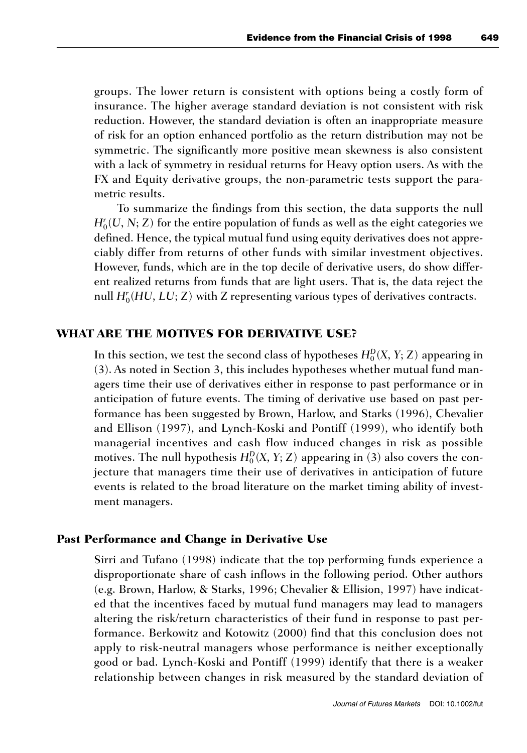groups. The lower return is consistent with options being a costly form of insurance. The higher average standard deviation is not consistent with risk reduction. However, the standard deviation is often an inappropriate measure of risk for an option enhanced portfolio as the return distribution may not be symmetric. The significantly more positive mean skewness is also consistent with a lack of symmetry in residual returns for Heavy option users. As with the FX and Equity derivative groups, the non-parametric tests support the parametric results.

To summarize the findings from this section, the data supports the null $H_0^r(U, N; Z)$ for the entire population of funds as well as the eight categories we defined. Hence, the typical mutual fund using equity derivatives does not appreciably differ from returns of other funds with similar investment objectives. However, funds, which are in the top decile of derivative users, do show different realized returns from funds that are light users. That is, the data reject the null $H_0^r(HU, LU; Z)$ with Z representing various types of derivatives contracts.

## WHAT ARE THE MOTIVES FOR DERIVATIVE USE?

In this section, we test the second class of hypotheses $H_0^D(X, Y; Z)$ appearing in (3). As noted in Section 3, this includes hypotheses whether mutual fund managers time their use of derivatives either in response to past performance or in anticipation of future events. The timing of derivative use based on past performance has been suggested by Brown, Harlow, and Starks (1996), Chevalier and Ellison (1997), and Lynch-Koski and Pontiff (1999), who identify both managerial incentives and cash flow induced changes in risk as possible motives. The null hypothesis $H_0^D(X, Y; Z)$ appearing in (3) also covers the conjecture that managers time their use of derivatives in anticipation of future events is related to the broad literature on the market timing ability of investment managers.

### Past Performance and Change in Derivative Use

Sirri and Tufano (1998) indicate that the top performing funds experience a disproportionate share of cash inflows in the following period. Other authors (e.g. Brown, Harlow, & Starks, 1996; Chevalier & Ellision, 1997) have indicated that the incentives faced by mutual fund managers may lead to managers altering the risk/return characteristics of their fund in response to past performance. Berkowitz and Kotowitz (2000) find that this conclusion does not apply to risk-neutral managers whose performance is neither exceptionally good or bad. Lynch-Koski and Pontiff (1999) identify that there is a weaker relationship between changes in risk measured by the standard deviation of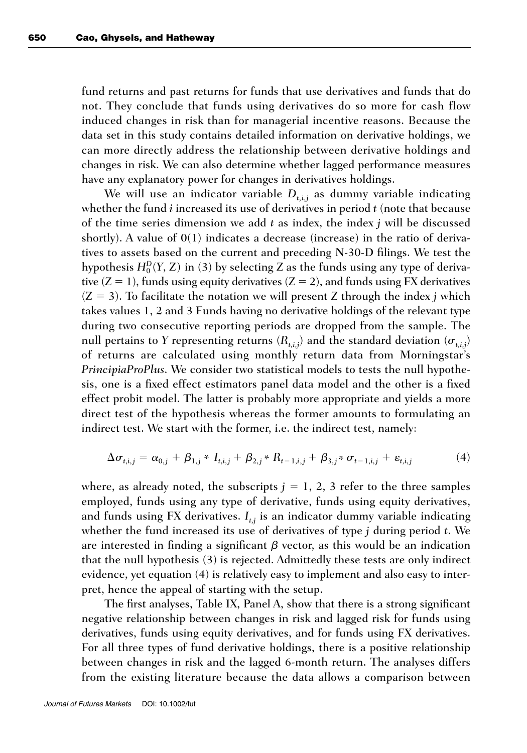fund returns and past returns for funds that use derivatives and funds that do not. They conclude that funds using derivatives do so more for cash flow induced changes in risk than for managerial incentive reasons. Because the data set in this study contains detailed information on derivative holdings, we can more directly address the relationship between derivative holdings and changes in risk. We can also determine whether lagged performance measures have any explanatory power for changes in derivatives holdings.

We will use an indicator variable $D_{t,i,j}$ as dummy variable indicating whether the fund $i$ increased its use of derivatives in period $t$ (note that because of the time series dimension we add $t$ as index, the index $j$ will be discussed shortly). A value of 0(1) indicates a decrease (increase) in the ratio of derivatives to assets based on the current and preceding N-30-D filings. We test the hypothesis $H_0^D(Y, Z)$ in (3) by selecting Z as the funds using any type of derivative ($Z = 1$), funds using equity derivatives ($Z = 2$), and funds using FX derivatives ($Z = 3$). To facilitate the notation we will present Z through the index $j$ which takes values 1, 2 and 3 Funds having no derivative holdings of the relevant type during two consecutive reporting periods are dropped from the sample. The null pertains to $Y$ representing returns ($R_{t,i,j}$) and the standard deviation ($\sigma_{t,i,j}$) of returns are calculated using monthly return data from Morningstar's *PrincipiaProPlus*. We consider two statistical models to tests the null hypothesis, one is a fixed effect estimators panel data model and the other is a fixed effect probit model. The latter is probably more appropriate and yields a more direct test of the hypothesis whereas the former amounts to formulating an indirect test. We start with the former, i.e. the indirect test, namely:

$$\Delta\sigma_{t,i,j} = \alpha_{0,j} + \beta_{1,j} * I_{t,i,j} + \beta_{2,j} * R_{t-1,i,j} + \beta_{3,j} * \sigma_{t-1,i,j} + \varepsilon_{t,i,j} \tag{4}$$

where, as already noted, the subscripts $j = 1, 2, 3$ refer to the three samples employed, funds using any type of derivative, funds using equity derivatives, and funds using FX derivatives. $I_{t,j}$ is an indicator dummy variable indicating whether the fund increased its use of derivatives of type $j$ during period $t$. We are interested in finding a significant $\beta$ vector, as this would be an indication that the null hypothesis (3) is rejected. Admittedly these tests are only indirect evidence, yet equation (4) is relatively easy to implement and also easy to interpret, hence the appeal of starting with the setup.

The first analyses, Table IX, Panel A, show that there is a strong significant negative relationship between changes in risk and lagged risk for funds using derivatives, funds using equity derivatives, and for funds using FX derivatives. For all three types of fund derivative holdings, there is a positive relationship between changes in risk and the lagged 6-month return. The analyses differs from the existing literature because the data allows a comparison between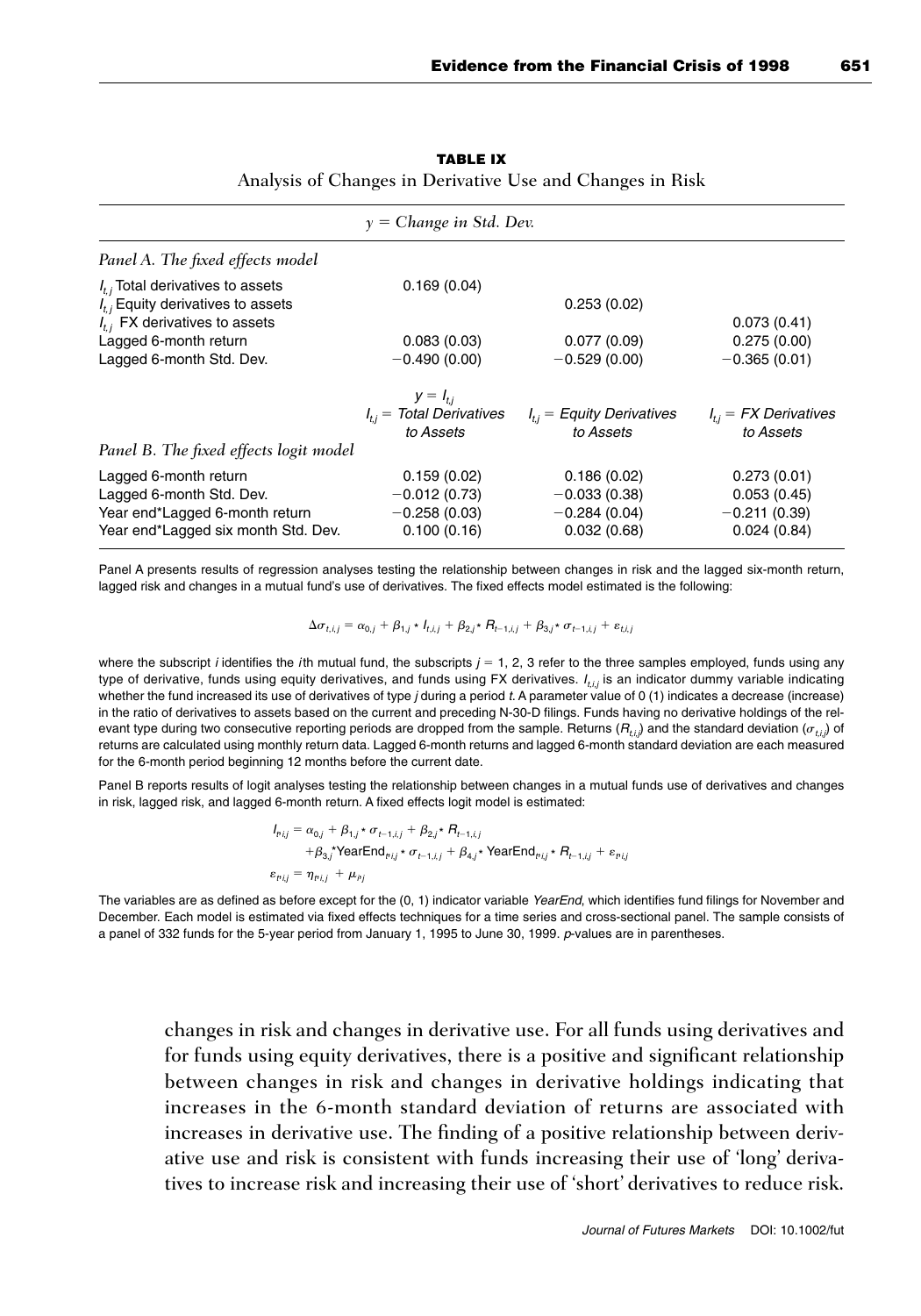**TABLE IX**

Analysis of Changes in Derivative Use and Changes in Risk

| | $y$ = *Change in Std. Dev.* | | |
|---|---|---|---|
| *Panel A. The fixed effects model* | | | |
| $I_{t,j}$ Total derivatives to assets | 0.169 (0.04) | | |
| $I_{t,j}$ Equity derivatives to assets | | 0.253 (0.02) | |
| $I_{t,j}$ FX derivatives to assets | | | 0.073 (0.41) |
| Lagged 6-month return | 0.083 (0.03) | 0.077 (0.09) | 0.275 (0.00) |
| Lagged 6-month Std. Dev. | −0.490 (0.00) | −0.529 (0.00) | −0.365 (0.01) |
| | $y = I_{t,j}$ | | |
| | $I_{t,j}$ = *Total Derivatives to Assets* | $I_{t,j}$ = *Equity Derivatives to Assets* | $I_{t,j}$ = *FX Derivatives to Assets* |
| *Panel B. The fixed effects logit model* | | | |
| Lagged 6-month return | 0.159 (0.02) | 0.186 (0.02) | 0.273 (0.01) |
| Lagged 6-month Std. Dev. | −0.012 (0.73) | −0.033 (0.38) | 0.053 (0.45) |
| Year end*Lagged 6-month return | −0.258 (0.03) | −0.284 (0.04) | −0.211 (0.39) |
| Year end*Lagged six month Std. Dev. | 0.100 (0.16) | 0.032 (0.68) | 0.024 (0.84) |

Panel A presents results of regression analyses testing the relationship between changes in risk and the lagged six-month return, lagged risk and changes in a mutual fund's use of derivatives. The fixed effects model estimated is the following:

$$\Delta\sigma_{t,i,j} = \alpha_{0,j} + \beta_{1,j} * I_{t,i,j} + \beta_{2,j} * R_{t-1,i,j} + \beta_{3,j} * \sigma_{t-1,i,j} + \varepsilon_{t,i,j}$$

where the subscript $i$ identifies the $i$th mutual fund, the subscripts $j = 1, 2, 3$ refer to the three samples employed, funds using any type of derivative, funds using equity derivatives, and funds using FX derivatives. $I_{t,i,j}$ is an indicator dummy variable indicating whether the fund increased its use of derivatives of type $j$ during a period $t$. A parameter value of 0 (1) indicates a decrease (increase) in the ratio of derivatives to assets based on the current and preceding N-30-D filings. Funds having no derivative holdings of the relevant type during two consecutive reporting periods are dropped from the sample. Returns ($R_{t,i,j}$) and the standard deviation ($\sigma_{t,i,j}$) of returns are calculated using monthly return data. Lagged 6-month returns and lagged 6-month standard deviation are each measured for the 6-month period beginning 12 months before the current date.

Panel B reports results of logit analyses testing the relationship between changes in a mutual funds use of derivatives and changes in risk, lagged risk, and lagged 6-month return. A fixed effects logit model is estimated:

$$\begin{aligned} I_{t,i,j} &= \alpha_{0,j} + \beta_{1,j} * \sigma_{t-1,i,j} + \beta_{2,j} * R_{t-1,i,j} \\ &\quad + \beta_{3,j} * \text{YearEnd}_{t,i,j} * \sigma_{t-1,i,j} + \beta_{4,j} * \text{YearEnd}_{t,i,j} * R_{t-1,i,j} + \varepsilon_{t,i,j} \\ \varepsilon_{t,i,j} &= \eta_{t,i,j} + \mu_{t,j} \end{aligned}$$

The variables are as defined as before except for the (0, 1) indicator variable *YearEnd*, which identifies fund filings for November and December. Each model is estimated via fixed effects techniques for a time series and cross-sectional panel. The sample consists of a panel of 332 funds for the 5-year period from January 1, 1995 to June 30, 1999. $p$-values are in parentheses.

changes in risk and changes in derivative use. For all funds using derivatives and for funds using equity derivatives, there is a positive and significant relationship between changes in risk and changes in derivative holdings indicating that increases in the 6-month standard deviation of returns are associated with increases in derivative use. The finding of a positive relationship between derivative use and risk is consistent with funds increasing their use of 'long' derivatives to increase risk and increasing their use of 'short' derivatives to reduce risk.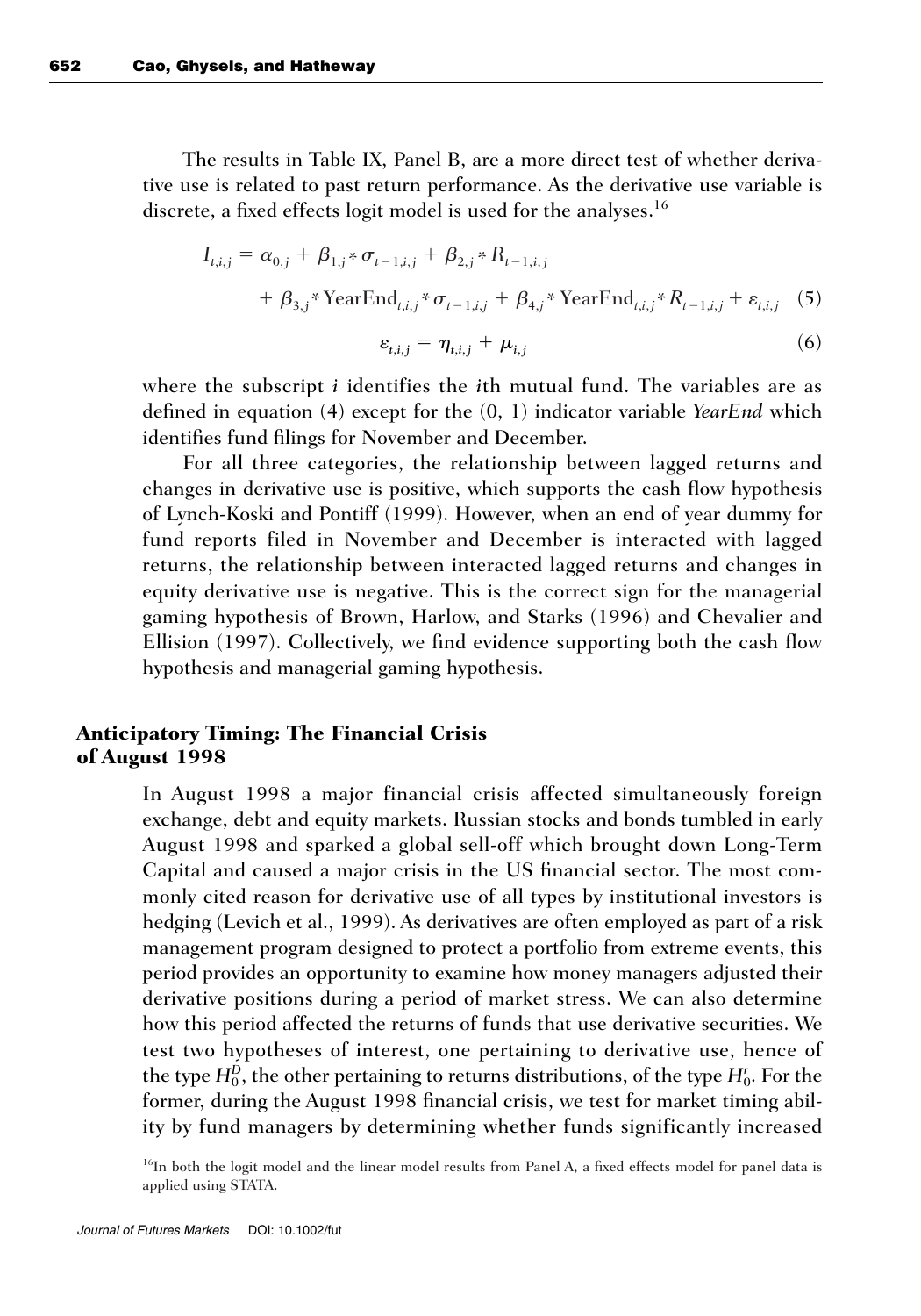The results in Table IX, Panel B, are a more direct test of whether derivative use is related to past return performance. As the derivative use variable is discrete, a fixed effects logit model is used for the analyses.[16]

$$I_{t,i,j} = \alpha_{0,j} + \beta_{1,j} * \sigma_{t-1,i,j} + \beta_{2,j} * R_{t-1,i,j} + \beta_{3,j} * \text{YearEnd}_{t,i,j} * \sigma_{t-1,i,j} + \beta_{4,j} * \text{YearEnd}_{t,i,j} * R_{t-1,i,j} + \varepsilon_{t,i,j} \quad (5)$$

$$\varepsilon_{t,i,j} = \eta_{t,i,j} + \mu_{i,j} \quad (6)$$

where the subscript $i$ identifies the $i$th mutual fund. The variables are as defined in equation (4) except for the (0, 1) indicator variable *YearEnd* which identifies fund filings for November and December.

For all three categories, the relationship between lagged returns and changes in derivative use is positive, which supports the cash flow hypothesis of Lynch-Koski and Pontiff (1999). However, when an end of year dummy for fund reports filed in November and December is interacted with lagged returns, the relationship between interacted lagged returns and changes in equity derivative use is negative. This is the correct sign for the managerial gaming hypothesis of Brown, Harlow, and Starks (1996) and Chevalier and Ellision (1997). Collectively, we find evidence supporting both the cash flow hypothesis and managerial gaming hypothesis.

## Anticipatory Timing: The Financial Crisis of August 1998

In August 1998 a major financial crisis affected simultaneously foreign exchange, debt and equity markets. Russian stocks and bonds tumbled in early August 1998 and sparked a global sell-off which brought down Long-Term Capital and caused a major crisis in the US financial sector. The most commonly cited reason for derivative use of all types by institutional investors is hedging (Levich et al., 1999). As derivatives are often employed as part of a risk management program designed to protect a portfolio from extreme events, this period provides an opportunity to examine how money managers adjusted their derivative positions during a period of market stress. We can also determine how this period affected the returns of funds that use derivative securities. We test two hypotheses of interest, one pertaining to derivative use, hence of the type $H_0^D$, the other pertaining to returns distributions, of the type $H_0^r$. For the former, during the August 1998 financial crisis, we test for market timing ability by fund managers by determining whether funds significantly increased

[16]In both the logit model and the linear model results from Panel A, a fixed effects model for panel data is applied using STATA.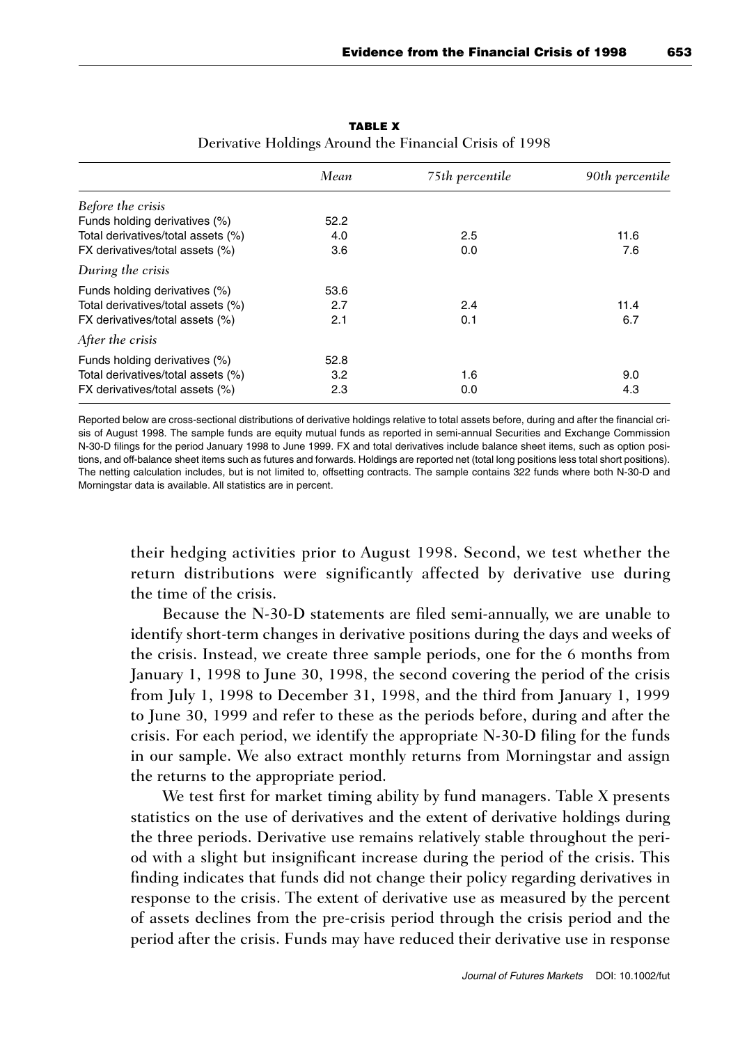**TABLE X**

Derivative Holdings Around the Financial Crisis of 1998

| | *Mean* | *75th percentile* | *90th percentile* |
|---|---|---|---|
| *Before the crisis* | | | |
| Funds holding derivatives (%) | 52.2 | | |
| Total derivatives/total assets (%) | 4.0 | 2.5 | 11.6 |
| FX derivatives/total assets (%) | 3.6 | 0.0 | 7.6 |
| *During the crisis* | | | |
| Funds holding derivatives (%) | 53.6 | | |
| Total derivatives/total assets (%) | 2.7 | 2.4 | 11.4 |
| FX derivatives/total assets (%) | 2.1 | 0.1 | 6.7 |
| *After the crisis* | | | |
| Funds holding derivatives (%) | 52.8 | | |
| Total derivatives/total assets (%) | 3.2 | 1.6 | 9.0 |
| FX derivatives/total assets (%) | 2.3 | 0.0 | 4.3 |

Reported below are cross-sectional distributions of derivative holdings relative to total assets before, during and after the financial crisis of August 1998. The sample funds are equity mutual funds as reported in semi-annual Securities and Exchange Commission N-30-D filings for the period January 1998 to June 1999. FX and total derivatives include balance sheet items, such as option positions, and off-balance sheet items such as futures and forwards. Holdings are reported net (total long positions less total short positions). The netting calculation includes, but is not limited to, offsetting contracts. The sample contains 322 funds where both N-30-D and Morningstar data is available. All statistics are in percent.

their hedging activities prior to August 1998. Second, we test whether the return distributions were significantly affected by derivative use during the time of the crisis.

Because the N-30-D statements are filed semi-annually, we are unable to identify short-term changes in derivative positions during the days and weeks of the crisis. Instead, we create three sample periods, one for the 6 months from January 1, 1998 to June 30, 1998, the second covering the period of the crisis from July 1, 1998 to December 31, 1998, and the third from January 1, 1999 to June 30, 1999 and refer to these as the periods before, during and after the crisis. For each period, we identify the appropriate N-30-D filing for the funds in our sample. We also extract monthly returns from Morningstar and assign the returns to the appropriate period.

We test first for market timing ability by fund managers. Table X presents statistics on the use of derivatives and the extent of derivative holdings during the three periods. Derivative use remains relatively stable throughout the period with a slight but insignificant increase during the period of the crisis. This finding indicates that funds did not change their policy regarding derivatives in response to the crisis. The extent of derivative use as measured by the percent of assets declines from the pre-crisis period through the crisis period and the period after the crisis. Funds may have reduced their derivative use in response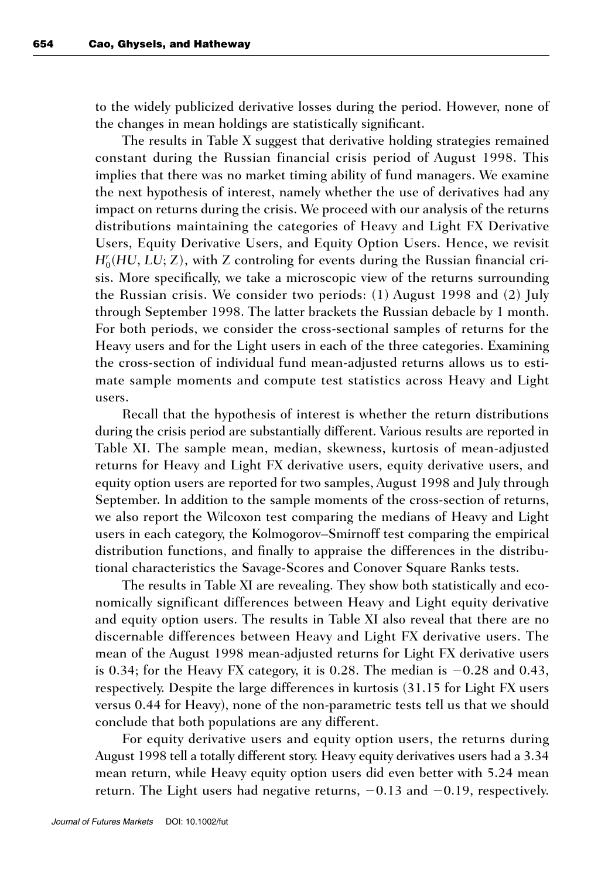to the widely publicized derivative losses during the period. However, none of the changes in mean holdings are statistically significant.

The results in Table X suggest that derivative holding strategies remained constant during the Russian financial crisis period of August 1998. This implies that there was no market timing ability of fund managers. We examine the next hypothesis of interest, namely whether the use of derivatives had any impact on returns during the crisis. We proceed with our analysis of the returns distributions maintaining the categories of Heavy and Light FX Derivative Users, Equity Derivative Users, and Equity Option Users. Hence, we revisit $H_0^r(HU, LU; Z)$, with Z controling for events during the Russian financial crisis. More specifically, we take a microscopic view of the returns surrounding the Russian crisis. We consider two periods: (1) August 1998 and (2) July through September 1998. The latter brackets the Russian debacle by 1 month. For both periods, we consider the cross-sectional samples of returns for the Heavy users and for the Light users in each of the three categories. Examining the cross-section of individual fund mean-adjusted returns allows us to estimate sample moments and compute test statistics across Heavy and Light users.

Recall that the hypothesis of interest is whether the return distributions during the crisis period are substantially different. Various results are reported in Table XI. The sample mean, median, skewness, kurtosis of mean-adjusted returns for Heavy and Light FX derivative users, equity derivative users, and equity option users are reported for two samples, August 1998 and July through September. In addition to the sample moments of the cross-section of returns, we also report the Wilcoxon test comparing the medians of Heavy and Light users in each category, the Kolmogorov–Smirnoff test comparing the empirical distribution functions, and finally to appraise the differences in the distributional characteristics the Savage-Scores and Conover Square Ranks tests.

The results in Table XI are revealing. They show both statistically and economically significant differences between Heavy and Light equity derivative and equity option users. The results in Table XI also reveal that there are no discernable differences between Heavy and Light FX derivative users. The mean of the August 1998 mean-adjusted returns for Light FX derivative users is 0.34; for the Heavy FX category, it is 0.28. The median is −0.28 and 0.43, respectively. Despite the large differences in kurtosis (31.15 for Light FX users versus 0.44 for Heavy), none of the non-parametric tests tell us that we should conclude that both populations are any different.

For equity derivative users and equity option users, the returns during August 1998 tell a totally different story. Heavy equity derivatives users had a 3.34 mean return, while Heavy equity option users did even better with 5.24 mean return. The Light users had negative returns, −0.13 and −0.19, respectively.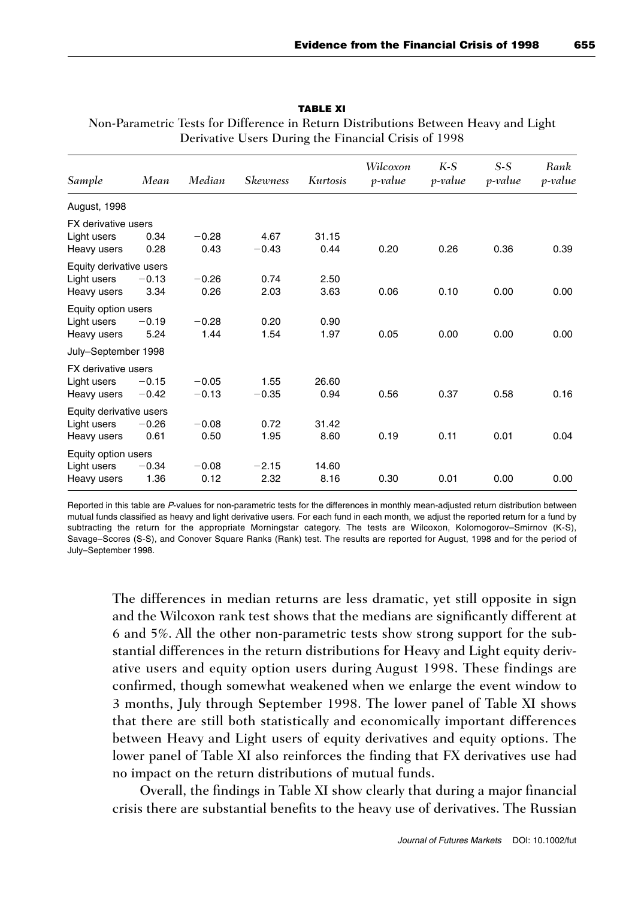**TABLE XI**

Non-Parametric Tests for Difference in Return Distributions Between Heavy and Light Derivative Users During the Financial Crisis of 1998

| *Sample* | *Mean* | *Median* | *Skewness* | *Kurtosis* | *Wilcoxon p-value* | *K-S p-value* | *S-S p-value* | *Rank p-value* |
|---|---|---|---|---|---|---|---|---|
| August, 1998 | | | | | | | | |
| FX derivative users | | | | | | | | |
| Light users | 0.34 | −0.28 | 4.67 | 31.15 | | | | |
| Heavy users | 0.28 | 0.43 | −0.43 | 0.44 | 0.20 | 0.26 | 0.36 | 0.39 |
| Equity derivative users | | | | | | | | |
| Light users | −0.13 | −0.26 | 0.74 | 2.50 | | | | |
| Heavy users | 3.34 | 0.26 | 2.03 | 3.63 | 0.06 | 0.10 | 0.00 | 0.00 |
| Equity option users | | | | | | | | |
| Light users | −0.19 | −0.28 | 0.20 | 0.90 | | | | |
| Heavy users | 5.24 | 1.44 | 1.54 | 1.97 | 0.05 | 0.00 | 0.00 | 0.00 |
| July–September 1998 | | | | | | | | |
| FX derivative users | | | | | | | | |
| Light users | −0.15 | −0.05 | 1.55 | 26.60 | | | | |
| Heavy users | −0.42 | −0.13 | −0.35 | 0.94 | 0.56 | 0.37 | 0.58 | 0.16 |
| Equity derivative users | | | | | | | | |
| Light users | −0.26 | −0.08 | 0.72 | 31.42 | | | | |
| Heavy users | 0.61 | 0.50 | 1.95 | 8.60 | 0.19 | 0.11 | 0.01 | 0.04 |
| Equity option users | | | | | | | | |
| Light users | −0.34 | −0.08 | −2.15 | 14.60 | | | | |
| Heavy users | 1.36 | 0.12 | 2.32 | 8.16 | 0.30 | 0.01 | 0.00 | 0.00 |

Reported in this table are *P*-values for non-parametric tests for the differences in monthly mean-adjusted return distribution between mutual funds classified as heavy and light derivative users. For each fund in each month, we adjust the reported return for a fund by subtracting the return for the appropriate Morningstar category. The tests are Wilcoxon, Kolomogorov–Smirnov (K-S), Savage–Scores (S-S), and Conover Square Ranks (Rank) test. The results are reported for August, 1998 and for the period of July–September 1998.

The differences in median returns are less dramatic, yet still opposite in sign and the Wilcoxon rank test shows that the medians are significantly different at 6 and 5%. All the other non-parametric tests show strong support for the substantial differences in the return distributions for Heavy and Light equity derivative users and equity option users during August 1998. These findings are confirmed, though somewhat weakened when we enlarge the event window to 3 months, July through September 1998. The lower panel of Table XI shows that there are still both statistically and economically important differences between Heavy and Light users of equity derivatives and equity options. The lower panel of Table XI also reinforces the finding that FX derivatives use had no impact on the return distributions of mutual funds.

Overall, the findings in Table XI show clearly that during a major financial crisis there are substantial benefits to the heavy use of derivatives. The Russian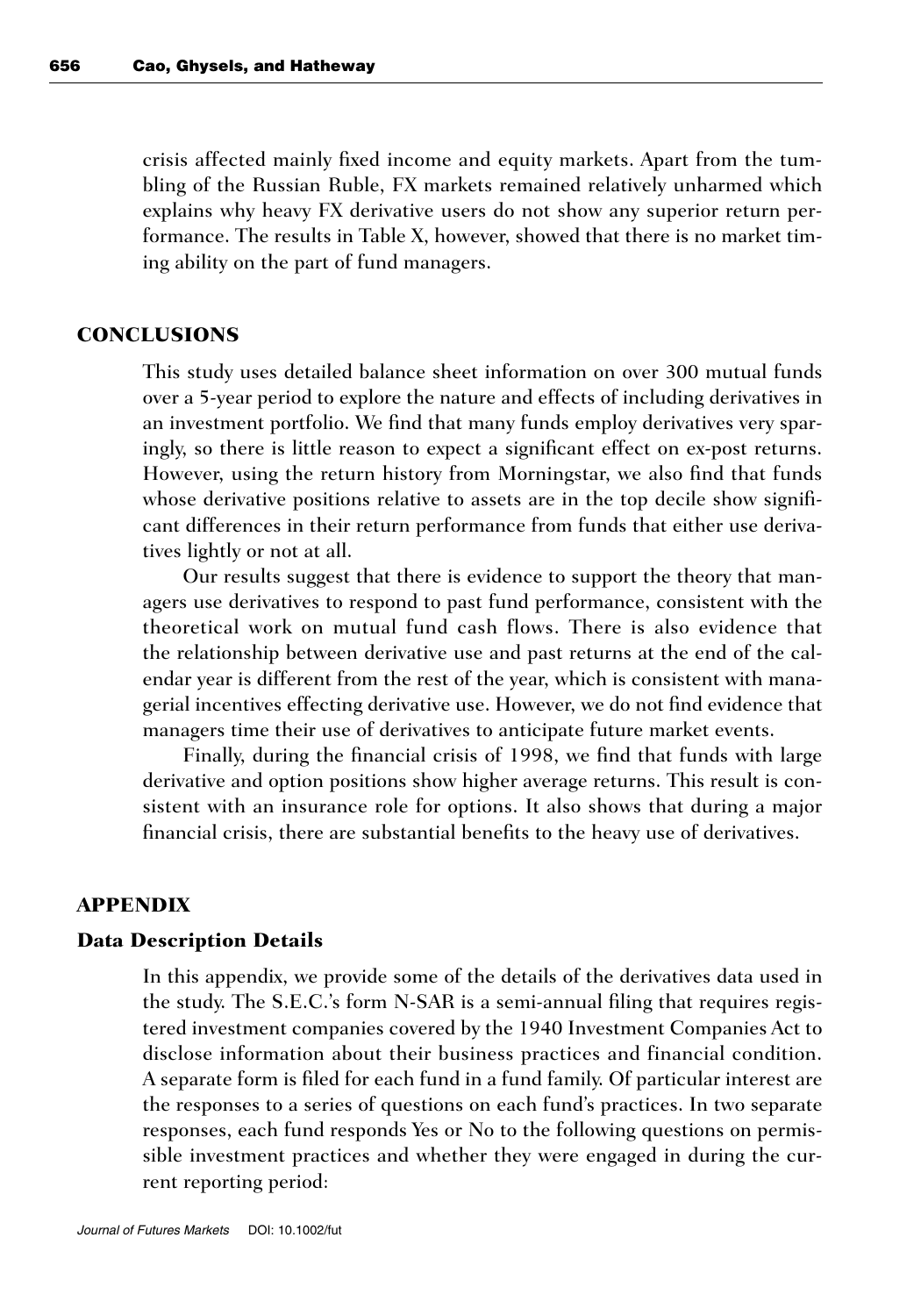crisis affected mainly fixed income and equity markets. Apart from the tumbling of the Russian Ruble, FX markets remained relatively unharmed which explains why heavy FX derivative users do not show any superior return performance. The results in Table X, however, showed that there is no market timing ability on the part of fund managers.

## CONCLUSIONS

This study uses detailed balance sheet information on over 300 mutual funds over a 5-year period to explore the nature and effects of including derivatives in an investment portfolio. We find that many funds employ derivatives very sparingly, so there is little reason to expect a significant effect on ex-post returns. However, using the return history from Morningstar, we also find that funds whose derivative positions relative to assets are in the top decile show significant differences in their return performance from funds that either use derivatives lightly or not at all.

Our results suggest that there is evidence to support the theory that managers use derivatives to respond to past fund performance, consistent with the theoretical work on mutual fund cash flows. There is also evidence that the relationship between derivative use and past returns at the end of the calendar year is different from the rest of the year, which is consistent with managerial incentives effecting derivative use. However, we do not find evidence that managers time their use of derivatives to anticipate future market events.

Finally, during the financial crisis of 1998, we find that funds with large derivative and option positions show higher average returns. This result is consistent with an insurance role for options. It also shows that during a major financial crisis, there are substantial benefits to the heavy use of derivatives.

## APPENDIX

### Data Description Details

In this appendix, we provide some of the details of the derivatives data used in the study. The S.E.C.'s form N-SAR is a semi-annual filing that requires registered investment companies covered by the 1940 Investment Companies Act to disclose information about their business practices and financial condition. A separate form is filed for each fund in a fund family. Of particular interest are the responses to a series of questions on each fund's practices. In two separate responses, each fund responds Yes or No to the following questions on permissible investment practices and whether they were engaged in during the current reporting period: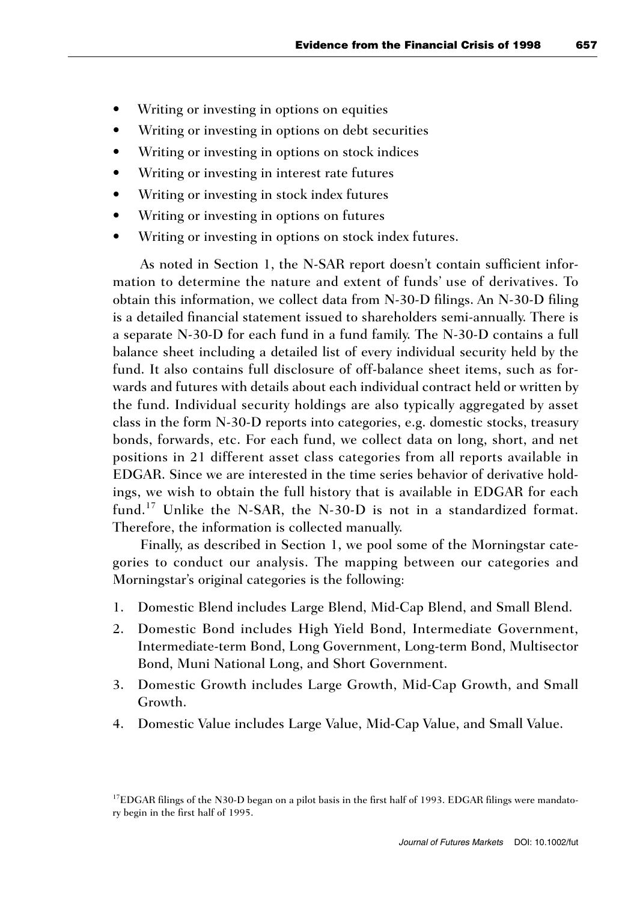- Writing or investing in options on equities
- Writing or investing in options on debt securities
- Writing or investing in options on stock indices
- Writing or investing in interest rate futures
- Writing or investing in stock index futures
- Writing or investing in options on futures
- Writing or investing in options on stock index futures.

As noted in Section 1, the N-SAR report doesn't contain sufficient information to determine the nature and extent of funds' use of derivatives. To obtain this information, we collect data from N-30-D filings. An N-30-D filing is a detailed financial statement issued to shareholders semi-annually. There is a separate N-30-D for each fund in a fund family. The N-30-D contains a full balance sheet including a detailed list of every individual security held by the fund. It also contains full disclosure of off-balance sheet items, such as forwards and futures with details about each individual contract held or written by the fund. Individual security holdings are also typically aggregated by asset class in the form N-30-D reports into categories, e.g. domestic stocks, treasury bonds, forwards, etc. For each fund, we collect data on long, short, and net positions in 21 different asset class categories from all reports available in EDGAR. Since we are interested in the time series behavior of derivative holdings, we wish to obtain the full history that is available in EDGAR for each fund.[17] Unlike the N-SAR, the N-30-D is not in a standardized format. Therefore, the information is collected manually.

Finally, as described in Section 1, we pool some of the Morningstar categories to conduct our analysis. The mapping between our categories and Morningstar's original categories is the following:

1. Domestic Blend includes Large Blend, Mid-Cap Blend, and Small Blend.
2. Domestic Bond includes High Yield Bond, Intermediate Government, Intermediate-term Bond, Long Government, Long-term Bond, Multisector Bond, Muni National Long, and Short Government.
3. Domestic Growth includes Large Growth, Mid-Cap Growth, and Small Growth.
4. Domestic Value includes Large Value, Mid-Cap Value, and Small Value.

[17] EDGAR filings of the N30-D began on a pilot basis in the first half of 1993. EDGAR filings were mandatory begin in the first half of 1995.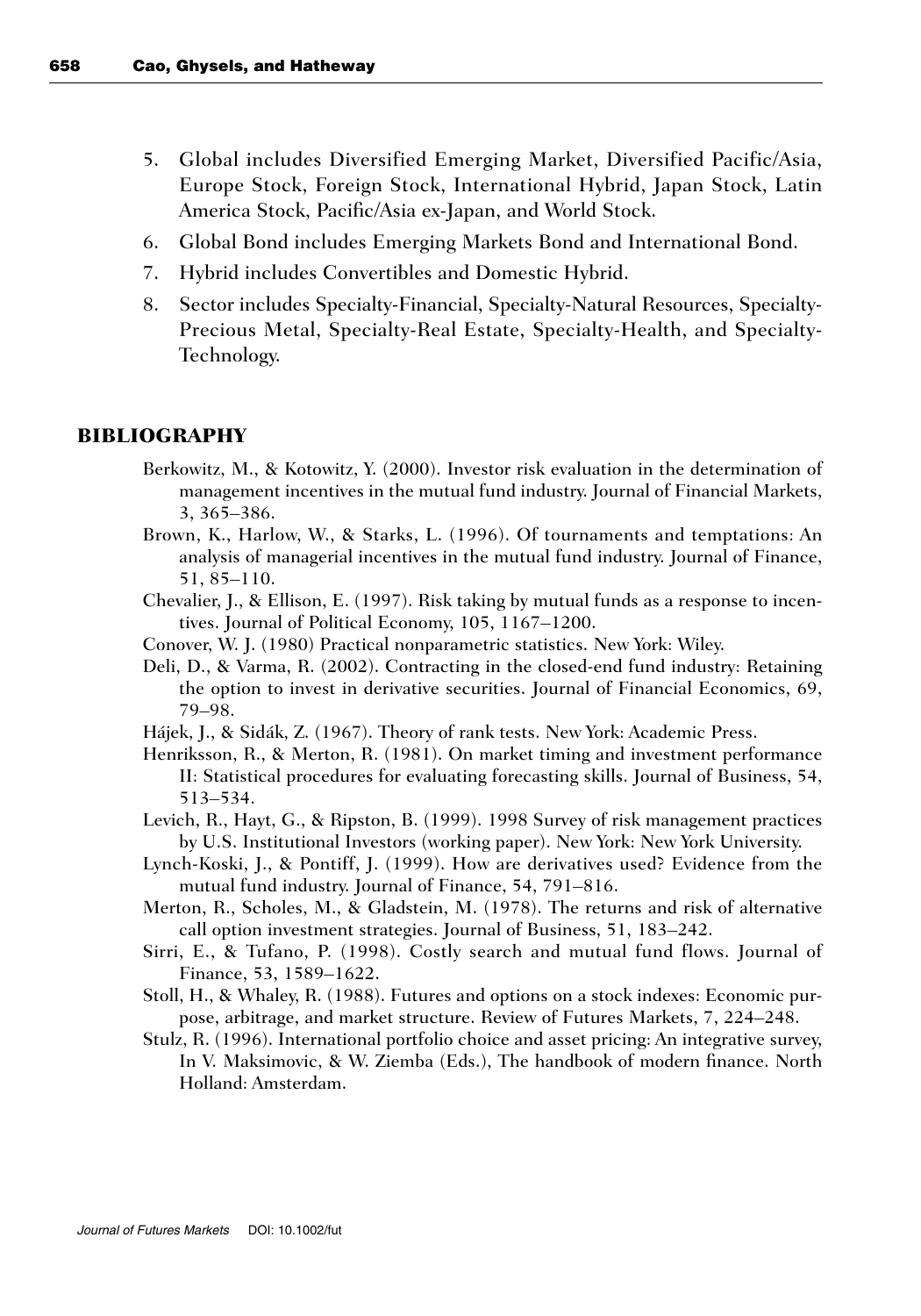5. Global includes Diversified Emerging Market, Diversified Pacific/Asia, Europe Stock, Foreign Stock, International Hybrid, Japan Stock, Latin America Stock, Pacific/Asia ex-Japan, and World Stock.
6. Global Bond includes Emerging Markets Bond and International Bond.
7. Hybrid includes Convertibles and Domestic Hybrid.
8. Sector includes Specialty-Financial, Specialty-Natural Resources, Specialty-Precious Metal, Specialty-Real Estate, Specialty-Health, and Specialty-Technology.

## BIBLIOGRAPHY

Berkowitz, M., & Kotowitz, Y. (2000). Investor risk evaluation in the determination of management incentives in the mutual fund industry. Journal of Financial Markets, 3, 365–386.

Brown, K., Harlow, W., & Starks, L. (1996). Of tournaments and temptations: An analysis of managerial incentives in the mutual fund industry. Journal of Finance, 51, 85–110.

Chevalier, J., & Ellison, E. (1997). Risk taking by mutual funds as a response to incentives. Journal of Political Economy, 105, 1167–1200.

Conover, W. J. (1980) Practical nonparametric statistics. New York: Wiley.

Deli, D., & Varma, R. (2002). Contracting in the closed-end fund industry: Retaining the option to invest in derivative securities. Journal of Financial Economics, 69, 79–98.

Hájek, J., & Sidák, Z. (1967). Theory of rank tests. New York: Academic Press.

Henriksson, R., & Merton, R. (1981). On market timing and investment performance II: Statistical procedures for evaluating forecasting skills. Journal of Business, 54, 513–534.

Levich, R., Hayt, G., & Ripston, B. (1999). 1998 Survey of risk management practices by U.S. Institutional Investors (working paper). New York: New York University.

Lynch-Koski, J., & Pontiff, J. (1999). How are derivatives used? Evidence from the mutual fund industry. Journal of Finance, 54, 791–816.

Merton, R., Scholes, M., & Gladstein, M. (1978). The returns and risk of alternative call option investment strategies. Journal of Business, 51, 183–242.

Sirri, E., & Tufano, P. (1998). Costly search and mutual fund flows. Journal of Finance, 53, 1589–1622.

Stoll, H., & Whaley, R. (1988). Futures and options on a stock indexes: Economic purpose, arbitrage, and market structure. Review of Futures Markets, 7, 224–248.

Stulz, R. (1996). International portfolio choice and asset pricing: An integrative survey, In V. Maksimovic, & W. Ziemba (Eds.), The handbook of modern finance. North Holland: Amsterdam.